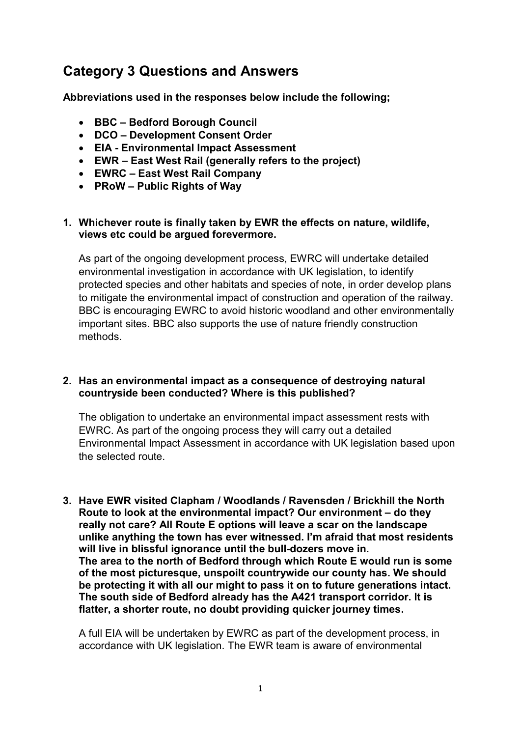# Category 3 Questions and Answers

**Abbreviations used in the responses below include the following;**

- **BBC – Bedford Borough Council**
- **DCO – Development Consent Order**
- **EIA - Environmental Impact Assessment**
- **EWR – East West Rail (generally refers to the project)**
- **EWRC – East West Rail Company**
- **PRoW – Public Rights of Way**

**1. Whichever route is finally taken by EWR the effects on nature, wildlife, views etc could be argued forevermore.**

As part of the ongoing development process, EWRC will undertake detailed environmental investigation in accordance with UK legislation, to identify protected species and other habitats and species of note, in order develop plans to mitigate the environmental impact of construction and operation of the railway. BBC is encouraging EWRC to avoid historic woodland and other environmentally important sites. BBC also supports the use of nature friendly construction methods.

**2. Has an environmental impact as a consequence of destroying natural countryside been conducted? Where is this published?**

The obligation to undertake an environmental impact assessment rests with EWRC. As part of the ongoing process they will carry out a detailed Environmental Impact Assessment in accordance with UK legislation based upon the selected route.

**3. Have EWR visited Clapham / Woodlands / Ravensden / Brickhill the North Route to look at the environmental impact? Our environment – do they really not care? All Route E options will leave a scar on the landscape unlike anything the town has ever witnessed. I'm afraid that most residents will live in blissful ignorance until the bull-dozers move in. The area to the north of Bedford through which Route E would run is some of the most picturesque, unspoilt countrywide our county has. We should be protecting it with all our might to pass it on to future generations intact. The south side of Bedford already has the A421 transport corridor. It is flatter, a shorter route, no doubt providing quicker journey times.**

A full EIA will be undertaken by EWRC as part of the development process, in accordance with UK legislation. The EWR team is aware of environmental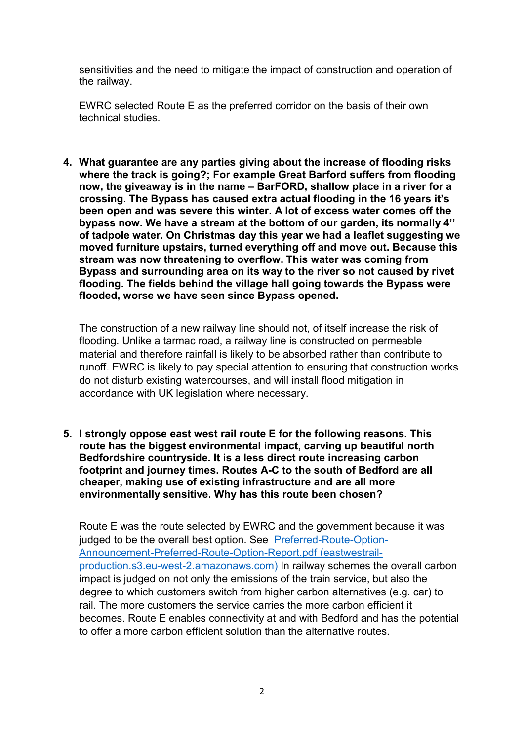sensitivities and the need to mitigate the impact of construction and operation of the railway.

EWRC selected Route E as the preferred corridor on the basis of their own technical studies.

4. **What guarantee are any parties giving about the increase of flooding risks where the track is going?; For example Great Barford suffers from flooding now, the giveaway is in the name – BarFORD, shallow place in a river for a crossing. The Bypass has caused extra actual flooding in the 16 years it's been open and was severe this winter. A lot of excess water comes off the bypass now. We have a stream at the bottom of our garden, its normally 4'' of tadpole water. On Christmas day this year we had a leaflet suggesting we moved furniture upstairs, turned everything off and move out. Because this stream was now threatening to overflow. This water was coming from Bypass and surrounding area on its way to the river so not caused by rivet flooding. The fields behind the village hall going towards the Bypass were flooded, worse we have seen since Bypass opened.**

   The construction of a new railway line should not, of itself increase the risk of flooding. Unlike a tarmac road, a railway line is constructed on permeable material and therefore rainfall is likely to be absorbed rather than contribute to runoff. EWRC is likely to pay special attention to ensuring that construction works do not disturb existing watercourses, and will install flood mitigation in accordance with UK legislation where necessary.

5. **I strongly oppose east west rail route E for the following reasons. This route has the biggest environmental impact, carving up beautiful north Bedfordshire countryside. It is a less direct route increasing carbon footprint and journey times. Routes A-C to the south of Bedford are all cheaper, making use of existing infrastructure and are all more environmentally sensitive. Why has this route been chosen?**

   Route E was the route selected by EWRC and the government because it was judged to be the overall best option. See [Preferred-Route-Option-Announcement-Preferred-Route-Option-Report.pdf (eastwestrail-production.s3.eu-west-2.amazonaws.com)] In railway schemes the overall carbon impact is judged on not only the emissions of the train service, but also the degree to which customers switch from higher carbon alternatives (e.g. car) to rail. The more customers the service carries the more carbon efficient it becomes. Route E enables connectivity at and with Bedford and has the potential to offer a more carbon efficient solution than the alternative routes.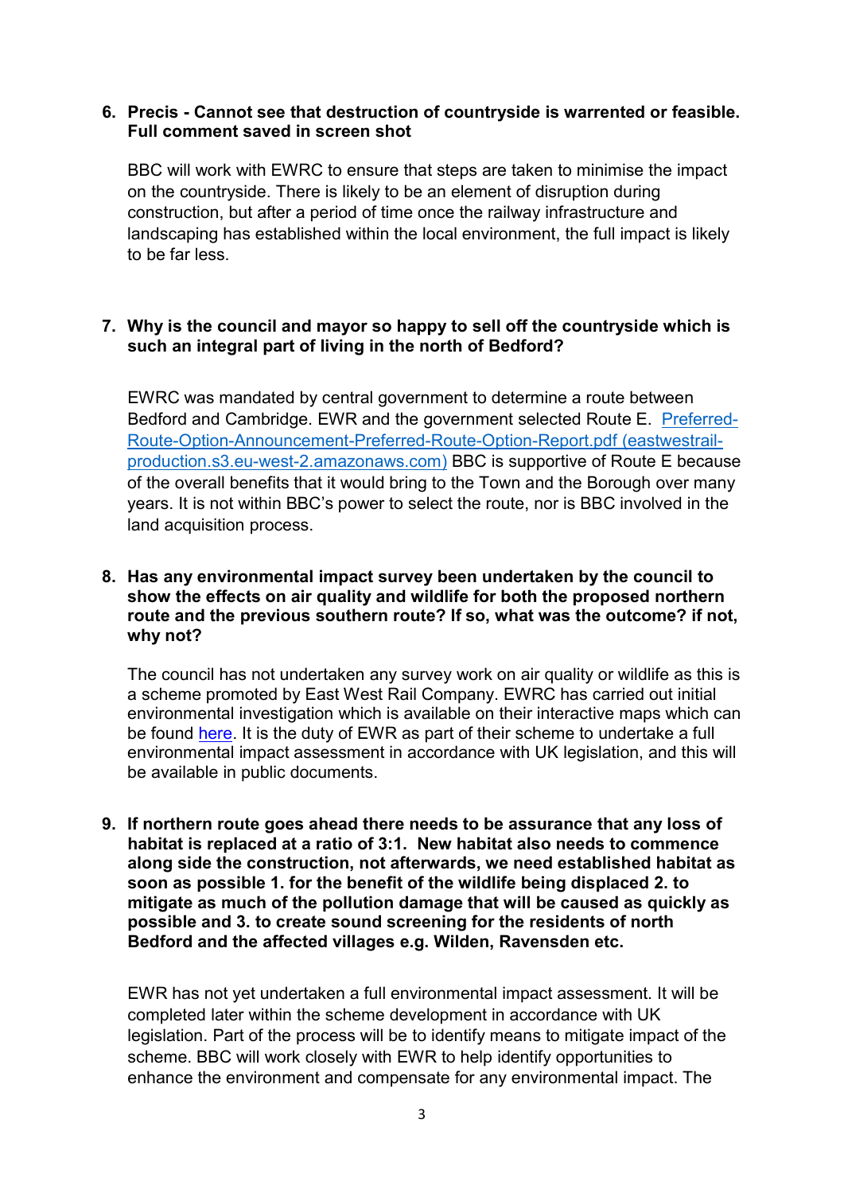6. **Precis - Cannot see that destruction of countryside is warrented or feasible. Full comment saved in screen shot**

   BBC will work with EWRC to ensure that steps are taken to minimise the impact on the countryside. There is likely to be an element of disruption during construction, but after a period of time once the railway infrastructure and landscaping has established within the local environment, the full impact is likely to be far less.

7. **Why is the council and mayor so happy to sell off the countryside which is such an integral part of living in the north of Bedford?**

   EWRC was mandated by central government to determine a route between Bedford and Cambridge. EWR and the government selected Route E. [Preferred-Route-Option-Announcement-Preferred-Route-Option-Report.pdf (eastwestrail-production.s3.eu-west-2.amazonaws.com)] BBC is supportive of Route E because of the overall benefits that it would bring to the Town and the Borough over many years. It is not within BBC's power to select the route, nor is BBC involved in the land acquisition process.

8. **Has any environmental impact survey been undertaken by the council to show the effects on air quality and wildlife for both the proposed northern route and the previous southern route? If so, what was the outcome? if not, why not?**

   The council has not undertaken any survey work on air quality or wildlife as this is a scheme promoted by East West Rail Company. EWRC has carried out initial environmental investigation which is available on their interactive maps which can be found here. It is the duty of EWR as part of their scheme to undertake a full environmental impact assessment in accordance with UK legislation, and this will be available in public documents.

9. **If northern route goes ahead there needs to be assurance that any loss of habitat is replaced at a ratio of 3:1. New habitat also needs to commence along side the construction, not afterwards, we need established habitat as soon as possible 1. for the benefit of the wildlife being displaced 2. to mitigate as much of the pollution damage that will be caused as quickly as possible and 3. to create sound screening for the residents of north Bedford and the affected villages e.g. Wilden, Ravensden etc.**

   EWR has not yet undertaken a full environmental impact assessment. It will be completed later within the scheme development in accordance with UK legislation. Part of the process will be to identify means to mitigate impact of the scheme. BBC will work closely with EWR to help identify opportunities to enhance the environment and compensate for any environmental impact. The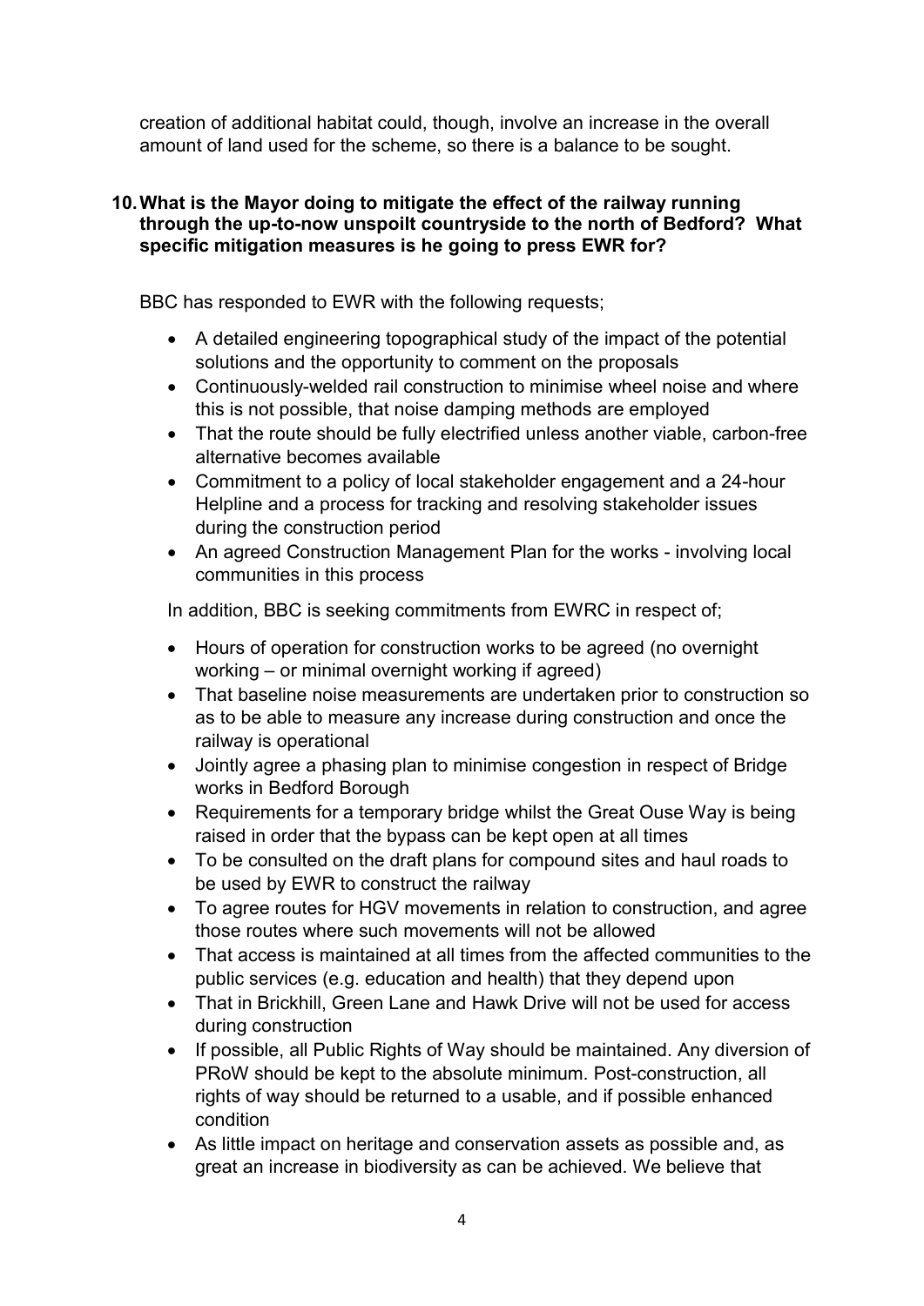creation of additional habitat could, though, involve an increase in the overall amount of land used for the scheme, so there is a balance to be sought.

**10. What is the Mayor doing to mitigate the effect of the railway running through the up-to-now unspoilt countryside to the north of Bedford? What specific mitigation measures is he going to press EWR for?**

BBC has responded to EWR with the following requests;

- A detailed engineering topographical study of the impact of the potential solutions and the opportunity to comment on the proposals
- Continuously-welded rail construction to minimise wheel noise and where this is not possible, that noise damping methods are employed
- That the route should be fully electrified unless another viable, carbon-free alternative becomes available
- Commitment to a policy of local stakeholder engagement and a 24-hour Helpline and a process for tracking and resolving stakeholder issues during the construction period
- An agreed Construction Management Plan for the works - involving local communities in this process

In addition, BBC is seeking commitments from EWRC in respect of;

- Hours of operation for construction works to be agreed (no overnight working – or minimal overnight working if agreed)
- That baseline noise measurements are undertaken prior to construction so as to be able to measure any increase during construction and once the railway is operational
- Jointly agree a phasing plan to minimise congestion in respect of Bridge works in Bedford Borough
- Requirements for a temporary bridge whilst the Great Ouse Way is being raised in order that the bypass can be kept open at all times
- To be consulted on the draft plans for compound sites and haul roads to be used by EWR to construct the railway
- To agree routes for HGV movements in relation to construction, and agree those routes where such movements will not be allowed
- That access is maintained at all times from the affected communities to the public services (e.g. education and health) that they depend upon
- That in Brickhill, Green Lane and Hawk Drive will not be used for access during construction
- If possible, all Public Rights of Way should be maintained. Any diversion of PRoW should be kept to the absolute minimum. Post-construction, all rights of way should be returned to a usable, and if possible enhanced condition
- As little impact on heritage and conservation assets as possible and, as great an increase in biodiversity as can be achieved. We believe that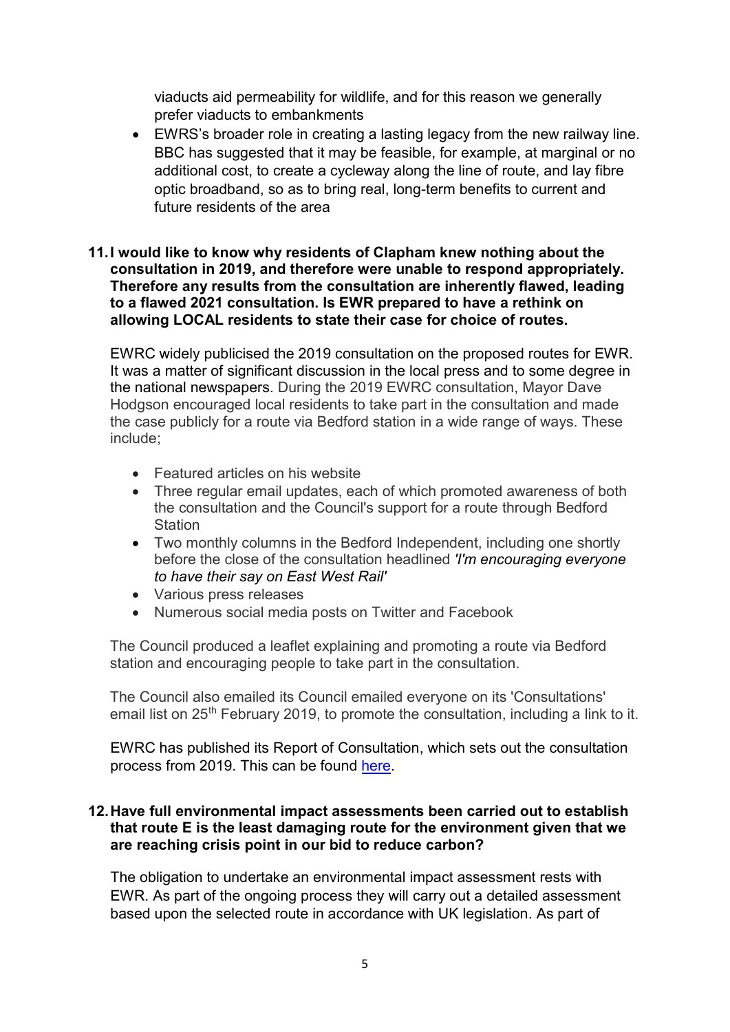viaducts aid permeability for wildlife, and for this reason we generally prefer viaducts to embankments

- EWRS's broader role in creating a lasting legacy from the new railway line. BBC has suggested that it may be feasible, for example, at marginal or no additional cost, to create a cycleway along the line of route, and lay fibre optic broadband, so as to bring real, long-term benefits to current and future residents of the area

**11. I would like to know why residents of Clapham knew nothing about the consultation in 2019, and therefore were unable to respond appropriately. Therefore any results from the consultation are inherently flawed, leading to a flawed 2021 consultation. Is EWR prepared to have a rethink on allowing LOCAL residents to state their case for choice of routes.**

EWRC widely publicised the 2019 consultation on the proposed routes for EWR. It was a matter of significant discussion in the local press and to some degree in the national newspapers. During the 2019 EWRC consultation, Mayor Dave Hodgson encouraged local residents to take part in the consultation and made the case publicly for a route via Bedford station in a wide range of ways. These include;

- Featured articles on his website
- Three regular email updates, each of which promoted awareness of both the consultation and the Council's support for a route through Bedford Station
- Two monthly columns in the Bedford Independent, including one shortly before the close of the consultation headlined *'I'm encouraging everyone to have their say on East West Rail'*
- Various press releases
- Numerous social media posts on Twitter and Facebook

The Council produced a leaflet explaining and promoting a route via Bedford station and encouraging people to take part in the consultation.

The Council also emailed its Council emailed everyone on its 'Consultations' email list on 25th February 2019, to promote the consultation, including a link to it.

EWRC has published its Report of Consultation, which sets out the consultation process from 2019. This can be found [here]().

**12. Have full environmental impact assessments been carried out to establish that route E is the least damaging route for the environment given that we are reaching crisis point in our bid to reduce carbon?**

The obligation to undertake an environmental impact assessment rests with EWR. As part of the ongoing process they will carry out a detailed assessment based upon the selected route in accordance with UK legislation. As part of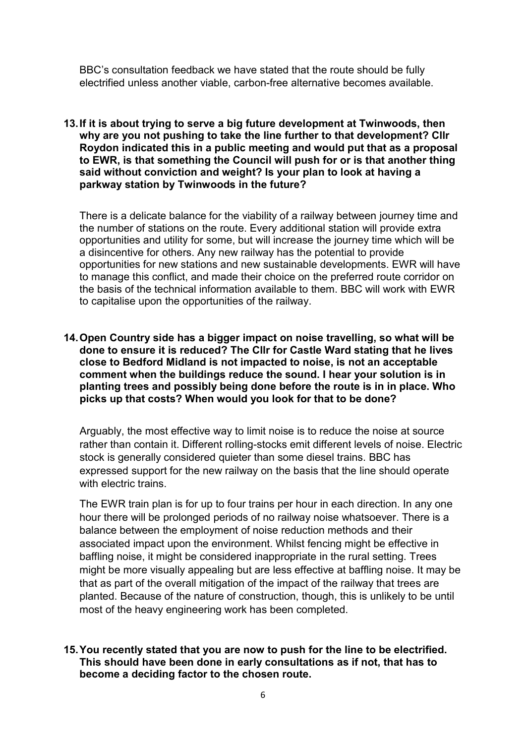BBC's consultation feedback we have stated that the route should be fully electrified unless another viable, carbon-free alternative becomes available.

**13. If it is about trying to serve a big future development at Twinwoods, then why are you not pushing to take the line further to that development? Cllr Roydon indicated this in a public meeting and would put that as a proposal to EWR, is that something the Council will push for or is that another thing said without conviction and weight? Is your plan to look at having a parkway station by Twinwoods in the future?**

There is a delicate balance for the viability of a railway between journey time and the number of stations on the route. Every additional station will provide extra opportunities and utility for some, but will increase the journey time which will be a disincentive for others. Any new railway has the potential to provide opportunities for new stations and new sustainable developments. EWR will have to manage this conflict, and made their choice on the preferred route corridor on the basis of the technical information available to them. BBC will work with EWR to capitalise upon the opportunities of the railway.

**14. Open Country side has a bigger impact on noise travelling, so what will be done to ensure it is reduced? The Cllr for Castle Ward stating that he lives close to Bedford Midland is not impacted to noise, is not an acceptable comment when the buildings reduce the sound. I hear your solution is in planting trees and possibly being done before the route is in in place. Who picks up that costs? When would you look for that to be done?**

Arguably, the most effective way to limit noise is to reduce the noise at source rather than contain it. Different rolling-stocks emit different levels of noise. Electric stock is generally considered quieter than some diesel trains. BBC has expressed support for the new railway on the basis that the line should operate with electric trains.

The EWR train plan is for up to four trains per hour in each direction. In any one hour there will be prolonged periods of no railway noise whatsoever. There is a balance between the employment of noise reduction methods and their associated impact upon the environment. Whilst fencing might be effective in baffling noise, it might be considered inappropriate in the rural setting. Trees might be more visually appealing but are less effective at baffling noise. It may be that as part of the overall mitigation of the impact of the railway that trees are planted. Because of the nature of construction, though, this is unlikely to be until most of the heavy engineering work has been completed.

**15. You recently stated that you are now to push for the line to be electrified. This should have been done in early consultations as if not, that has to become a deciding factor to the chosen route.**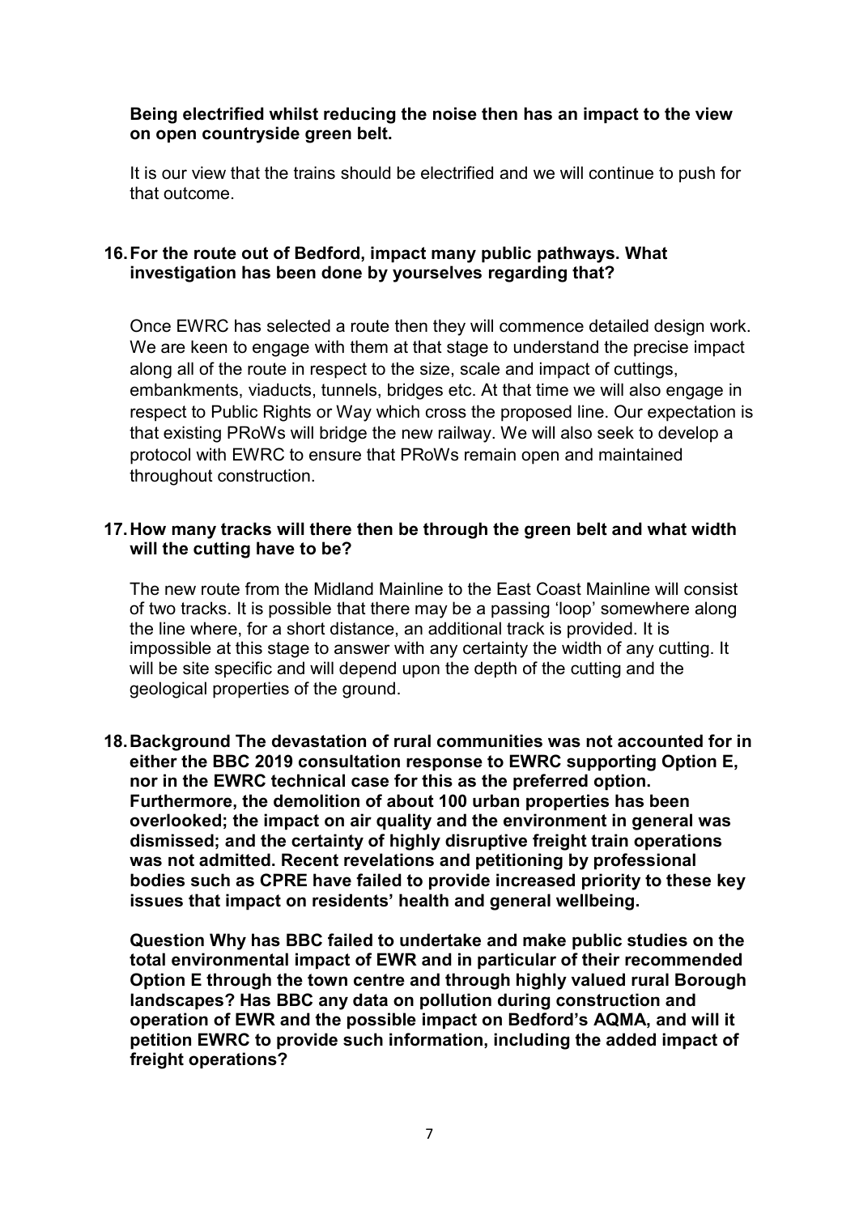**Being electrified whilst reducing the noise then has an impact to the view on open countryside green belt.**

It is our view that the trains should be electrified and we will continue to push for that outcome.

16. **For the route out of Bedford, impact many public pathways. What investigation has been done by yourselves regarding that?**

    Once EWRC has selected a route then they will commence detailed design work. We are keen to engage with them at that stage to understand the precise impact along all of the route in respect to the size, scale and impact of cuttings, embankments, viaducts, tunnels, bridges etc. At that time we will also engage in respect to Public Rights or Way which cross the proposed line. Our expectation is that existing PRoWs will bridge the new railway. We will also seek to develop a protocol with EWRC to ensure that PRoWs remain open and maintained throughout construction.

17. **How many tracks will there then be through the green belt and what width will the cutting have to be?**

    The new route from the Midland Mainline to the East Coast Mainline will consist of two tracks. It is possible that there may be a passing 'loop' somewhere along the line where, for a short distance, an additional track is provided. It is impossible at this stage to answer with any certainty the width of any cutting. It will be site specific and will depend upon the depth of the cutting and the geological properties of the ground.

18. **Background The devastation of rural communities was not accounted for in either the BBC 2019 consultation response to EWRC supporting Option E, nor in the EWRC technical case for this as the preferred option. Furthermore, the demolition of about 100 urban properties has been overlooked; the impact on air quality and the environment in general was dismissed; and the certainty of highly disruptive freight train operations was not admitted. Recent revelations and petitioning by professional bodies such as CPRE have failed to provide increased priority to these key issues that impact on residents' health and general wellbeing.**

    **Question Why has BBC failed to undertake and make public studies on the total environmental impact of EWR and in particular of their recommended Option E through the town centre and through highly valued rural Borough landscapes? Has BBC any data on pollution during construction and operation of EWR and the possible impact on Bedford's AQMA, and will it petition EWRC to provide such information, including the added impact of freight operations?**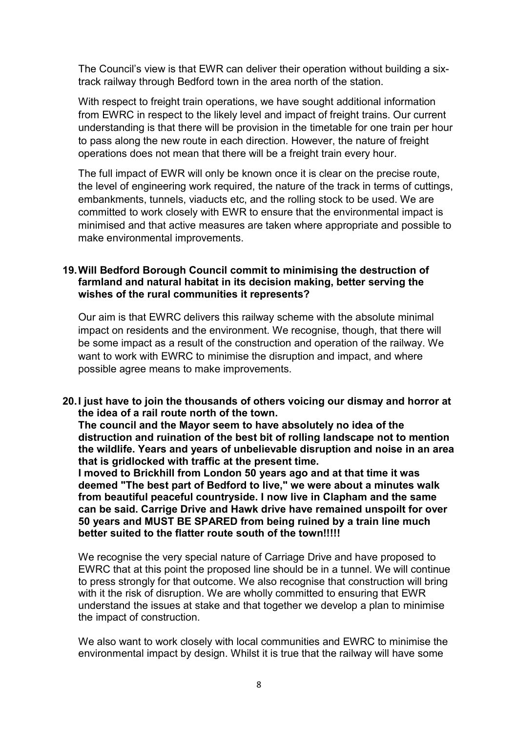The Council's view is that EWR can deliver their operation without building a six-track railway through Bedford town in the area north of the station.

With respect to freight train operations, we have sought additional information from EWRC in respect to the likely level and impact of freight trains. Our current understanding is that there will be provision in the timetable for one train per hour to pass along the new route in each direction. However, the nature of freight operations does not mean that there will be a freight train every hour.

The full impact of EWR will only be known once it is clear on the precise route, the level of engineering work required, the nature of the track in terms of cuttings, embankments, tunnels, viaducts etc, and the rolling stock to be used. We are committed to work closely with EWR to ensure that the environmental impact is minimised and that active measures are taken where appropriate and possible to make environmental improvements.

**19. Will Bedford Borough Council commit to minimising the destruction of farmland and natural habitat in its decision making, better serving the wishes of the rural communities it represents?**

Our aim is that EWRC delivers this railway scheme with the absolute minimal impact on residents and the environment. We recognise, though, that there will be some impact as a result of the construction and operation of the railway. We want to work with EWRC to minimise the disruption and impact, and where possible agree means to make improvements.

**20. I just have to join the thousands of others voicing our dismay and horror at the idea of a rail route north of the town.**
**The council and the Mayor seem to have absolutely no idea of the distruction and ruination of the best bit of rolling landscape not to mention the wildlife. Years and years of unbelievable disruption and noise in an area that is gridlocked with traffic at the present time.**
**I moved to Brickhill from London 50 years ago and at that time it was deemed "The best part of Bedford to live," we were about a minutes walk from beautiful peaceful countryside. I now live in Clapham and the same can be said. Carrige Drive and Hawk drive have remained unspoilt for over 50 years and MUST BE SPARED from being ruined by a train line much better suited to the flatter route south of the town!!!!!**

We recognise the very special nature of Carriage Drive and have proposed to EWRC that at this point the proposed line should be in a tunnel. We will continue to press strongly for that outcome. We also recognise that construction will bring with it the risk of disruption. We are wholly committed to ensuring that EWR understand the issues at stake and that together we develop a plan to minimise the impact of construction.

We also want to work closely with local communities and EWRC to minimise the environmental impact by design. Whilst it is true that the railway will have some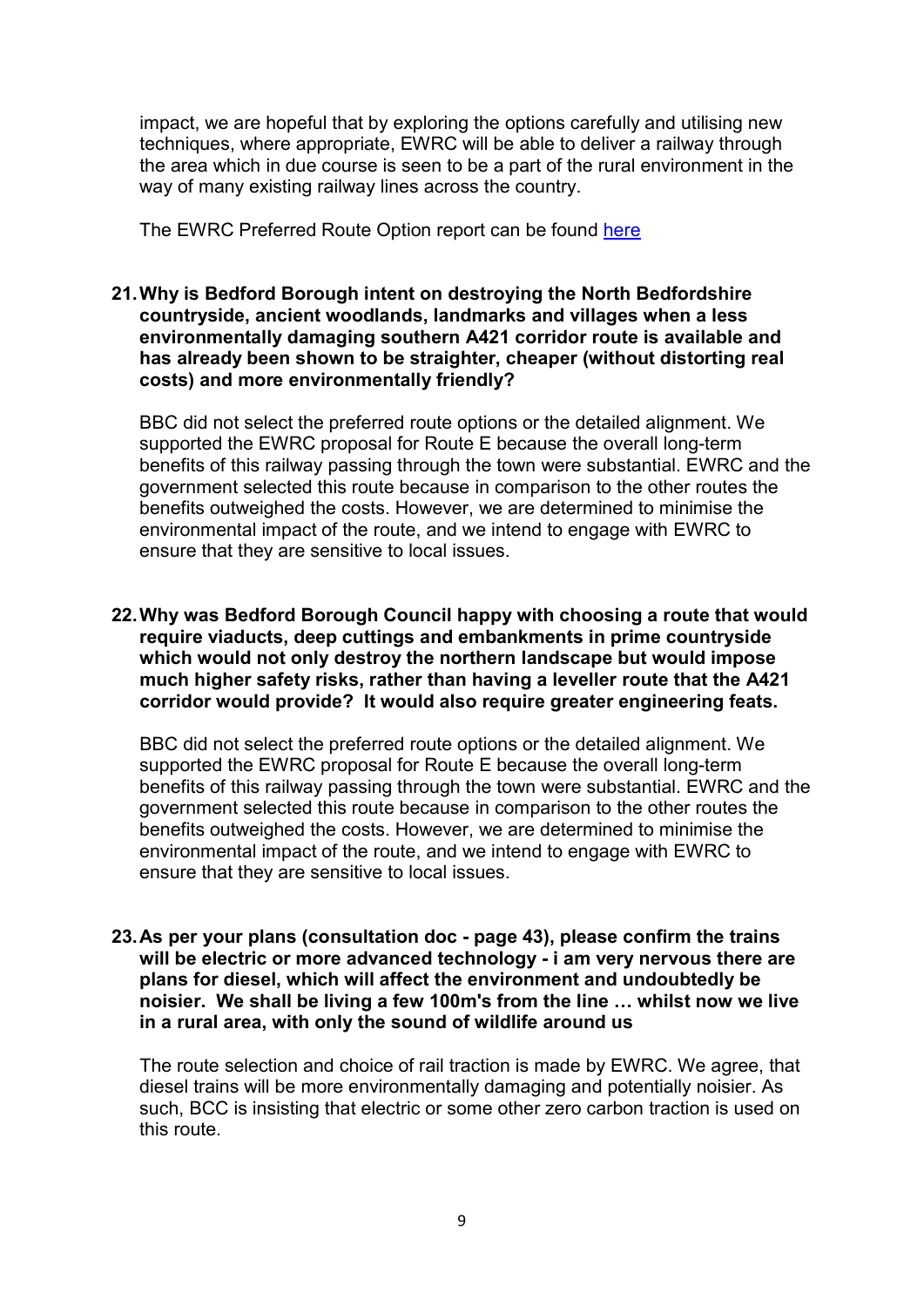impact, we are hopeful that by exploring the options carefully and utilising new techniques, where appropriate, EWRC will be able to deliver a railway through the area which in due course is seen to be a part of the rural environment in the way of many existing railway lines across the country.

The EWRC Preferred Route Option report can be found here

**21. Why is Bedford Borough intent on destroying the North Bedfordshire countryside, ancient woodlands, landmarks and villages when a less environmentally damaging southern A421 corridor route is available and has already been shown to be straighter, cheaper (without distorting real costs) and more environmentally friendly?**

BBC did not select the preferred route options or the detailed alignment. We supported the EWRC proposal for Route E because the overall long-term benefits of this railway passing through the town were substantial. EWRC and the government selected this route because in comparison to the other routes the benefits outweighed the costs. However, we are determined to minimise the environmental impact of the route, and we intend to engage with EWRC to ensure that they are sensitive to local issues.

**22. Why was Bedford Borough Council happy with choosing a route that would require viaducts, deep cuttings and embankments in prime countryside which would not only destroy the northern landscape but would impose much higher safety risks, rather than having a leveller route that the A421 corridor would provide? It would also require greater engineering feats.**

BBC did not select the preferred route options or the detailed alignment. We supported the EWRC proposal for Route E because the overall long-term benefits of this railway passing through the town were substantial. EWRC and the government selected this route because in comparison to the other routes the benefits outweighed the costs. However, we are determined to minimise the environmental impact of the route, and we intend to engage with EWRC to ensure that they are sensitive to local issues.

**23. As per your plans (consultation doc - page 43), please confirm the trains will be electric or more advanced technology - i am very nervous there are plans for diesel, which will affect the environment and undoubtedly be noisier. We shall be living a few 100m's from the line … whilst now we live in a rural area, with only the sound of wildlife around us**

The route selection and choice of rail traction is made by EWRC. We agree, that diesel trains will be more environmentally damaging and potentially noisier. As such, BCC is insisting that electric or some other zero carbon traction is used on this route.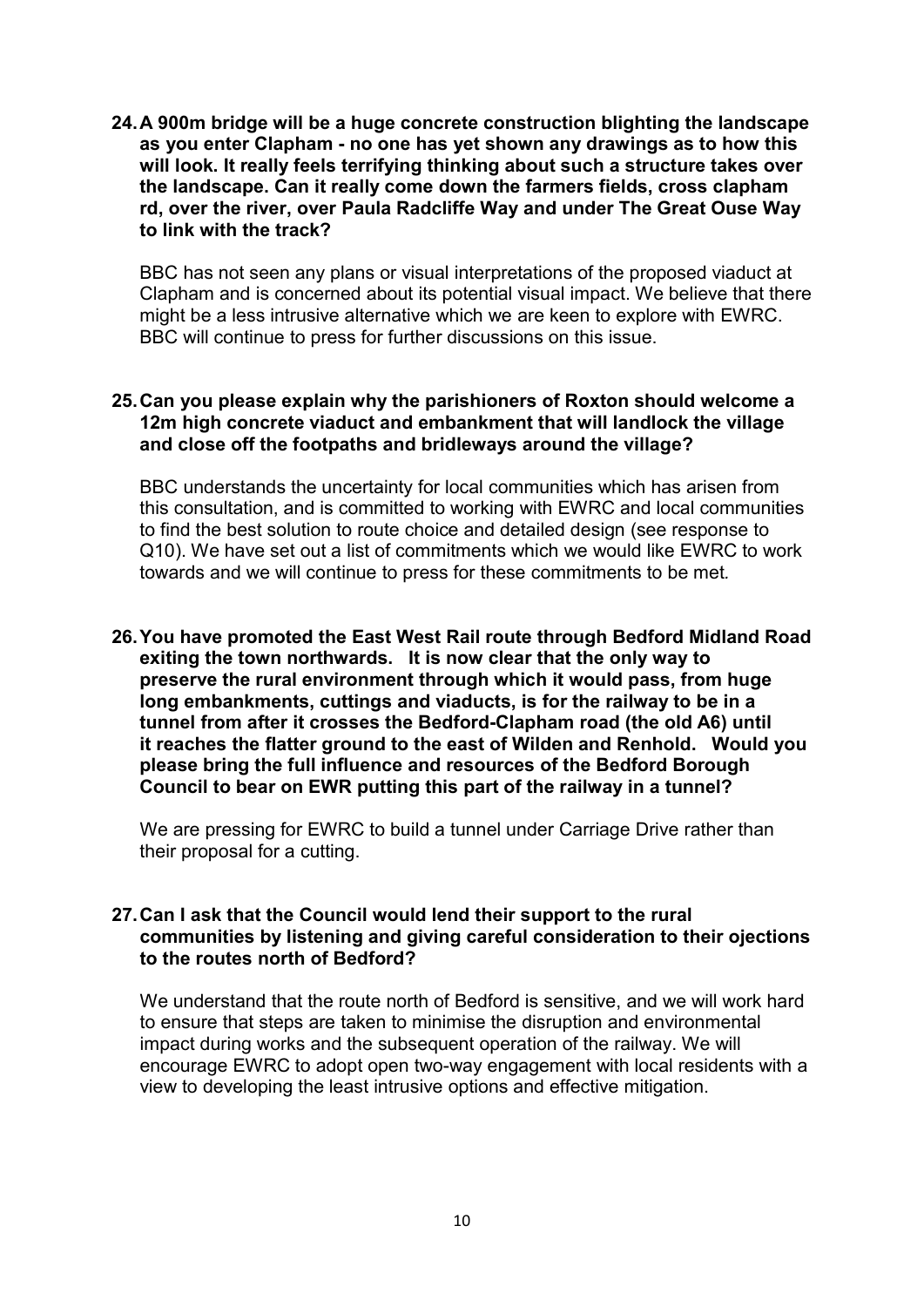**24. A 900m bridge will be a huge concrete construction blighting the landscape as you enter Clapham - no one has yet shown any drawings as to how this will look. It really feels terrifying thinking about such a structure takes over the landscape. Can it really come down the farmers fields, cross clapham rd, over the river, over Paula Radcliffe Way and under The Great Ouse Way to link with the track?**

BBC has not seen any plans or visual interpretations of the proposed viaduct at Clapham and is concerned about its potential visual impact. We believe that there might be a less intrusive alternative which we are keen to explore with EWRC. BBC will continue to press for further discussions on this issue.

**25. Can you please explain why the parishioners of Roxton should welcome a 12m high concrete viaduct and embankment that will landlock the village and close off the footpaths and bridleways around the village?**

BBC understands the uncertainty for local communities which has arisen from this consultation, and is committed to working with EWRC and local communities to find the best solution to route choice and detailed design (see response to Q10). We have set out a list of commitments which we would like EWRC to work towards and we will continue to press for these commitments to be met.

**26. You have promoted the East West Rail route through Bedford Midland Road exiting the town northwards. It is now clear that the only way to preserve the rural environment through which it would pass, from huge long embankments, cuttings and viaducts, is for the railway to be in a tunnel from after it crosses the Bedford-Clapham road (the old A6) until it reaches the flatter ground to the east of Wilden and Renhold. Would you please bring the full influence and resources of the Bedford Borough Council to bear on EWR putting this part of the railway in a tunnel?**

We are pressing for EWRC to build a tunnel under Carriage Drive rather than their proposal for a cutting.

**27. Can I ask that the Council would lend their support to the rural communities by listening and giving careful consideration to their ojections to the routes north of Bedford?**

We understand that the route north of Bedford is sensitive, and we will work hard to ensure that steps are taken to minimise the disruption and environmental impact during works and the subsequent operation of the railway. We will encourage EWRC to adopt open two-way engagement with local residents with a view to developing the least intrusive options and effective mitigation.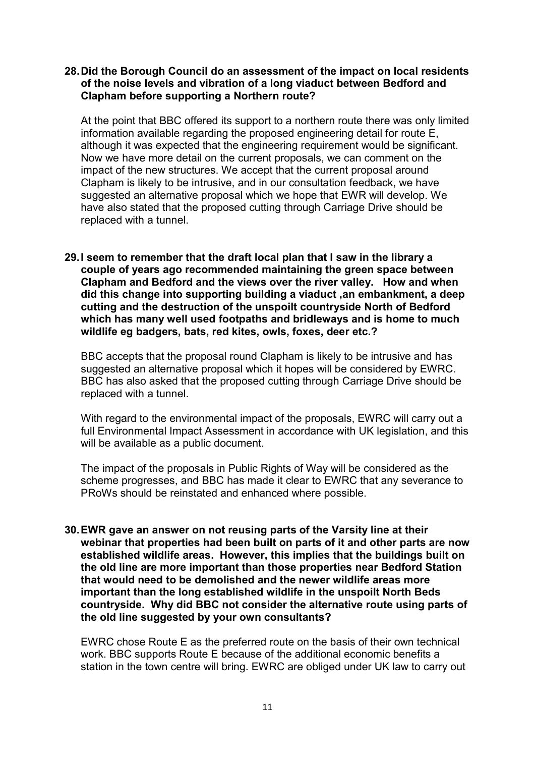**28. Did the Borough Council do an assessment of the impact on local residents of the noise levels and vibration of a long viaduct between Bedford and Clapham before supporting a Northern route?**

At the point that BBC offered its support to a northern route there was only limited information available regarding the proposed engineering detail for route E, although it was expected that the engineering requirement would be significant. Now we have more detail on the current proposals, we can comment on the impact of the new structures. We accept that the current proposal around Clapham is likely to be intrusive, and in our consultation feedback, we have suggested an alternative proposal which we hope that EWR will develop. We have also stated that the proposed cutting through Carriage Drive should be replaced with a tunnel.

**29. I seem to remember that the draft local plan that I saw in the library a couple of years ago recommended maintaining the green space between Clapham and Bedford and the views over the river valley. How and when did this change into supporting building a viaduct ,an embankment, a deep cutting and the destruction of the unspoilt countryside North of Bedford which has many well used footpaths and bridleways and is home to much wildlife eg badgers, bats, red kites, owls, foxes, deer etc.?**

BBC accepts that the proposal round Clapham is likely to be intrusive and has suggested an alternative proposal which it hopes will be considered by EWRC. BBC has also asked that the proposed cutting through Carriage Drive should be replaced with a tunnel.

With regard to the environmental impact of the proposals, EWRC will carry out a full Environmental Impact Assessment in accordance with UK legislation, and this will be available as a public document.

The impact of the proposals in Public Rights of Way will be considered as the scheme progresses, and BBC has made it clear to EWRC that any severance to PRoWs should be reinstated and enhanced where possible.

**30. EWR gave an answer on not reusing parts of the Varsity line at their webinar that properties had been built on parts of it and other parts are now established wildlife areas. However, this implies that the buildings built on the old line are more important than those properties near Bedford Station that would need to be demolished and the newer wildlife areas more important than the long established wildlife in the unspoilt North Beds countryside. Why did BBC not consider the alternative route using parts of the old line suggested by your own consultants?**

EWRC chose Route E as the preferred route on the basis of their own technical work. BBC supports Route E because of the additional economic benefits a station in the town centre will bring. EWRC are obliged under UK law to carry out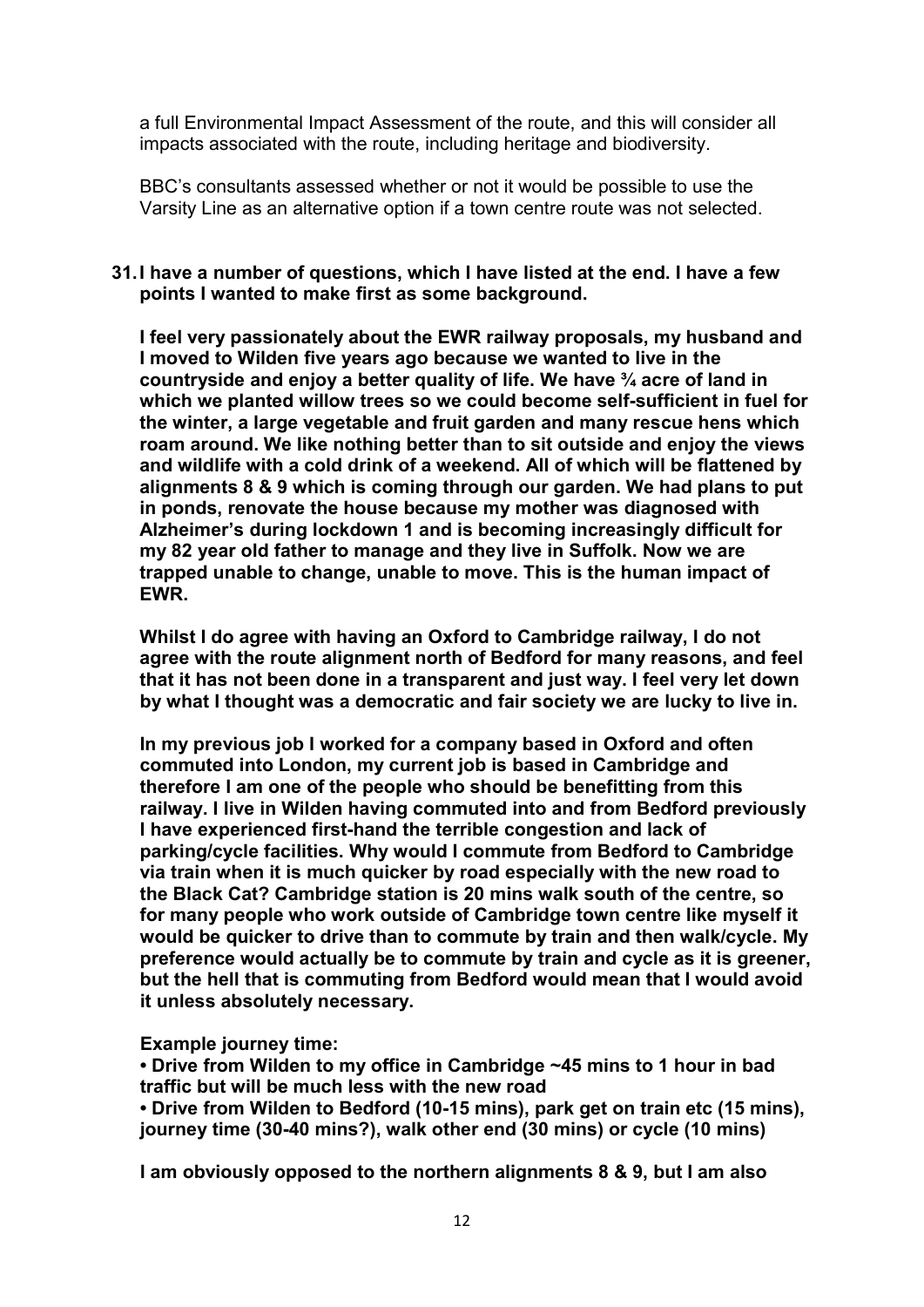a full Environmental Impact Assessment of the route, and this will consider all impacts associated with the route, including heritage and biodiversity.

BBC's consultants assessed whether or not it would be possible to use the Varsity Line as an alternative option if a town centre route was not selected.

31. **I have a number of questions, which I have listed at the end. I have a few points I wanted to make first as some background.**

**I feel very passionately about the EWR railway proposals, my husband and I moved to Wilden five years ago because we wanted to live in the countryside and enjoy a better quality of life. We have ¾ acre of land in which we planted willow trees so we could become self-sufficient in fuel for the winter, a large vegetable and fruit garden and many rescue hens which roam around. We like nothing better than to sit outside and enjoy the views and wildlife with a cold drink of a weekend. All of which will be flattened by alignments 8 & 9 which is coming through our garden. We had plans to put in ponds, renovate the house because my mother was diagnosed with Alzheimer's during lockdown 1 and is becoming increasingly difficult for my 82 year old father to manage and they live in Suffolk. Now we are trapped unable to change, unable to move. This is the human impact of EWR.**

**Whilst I do agree with having an Oxford to Cambridge railway, I do not agree with the route alignment north of Bedford for many reasons, and feel that it has not been done in a transparent and just way. I feel very let down by what I thought was a democratic and fair society we are lucky to live in.**

**In my previous job I worked for a company based in Oxford and often commuted into London, my current job is based in Cambridge and therefore I am one of the people who should be benefitting from this railway. I live in Wilden having commuted into and from Bedford previously I have experienced first-hand the terrible congestion and lack of parking/cycle facilities. Why would I commute from Bedford to Cambridge via train when it is much quicker by road especially with the new road to the Black Cat? Cambridge station is 20 mins walk south of the centre, so for many people who work outside of Cambridge town centre like myself it would be quicker to drive than to commute by train and then walk/cycle. My preference would actually be to commute by train and cycle as it is greener, but the hell that is commuting from Bedford would mean that I would avoid it unless absolutely necessary.**

**Example journey time:**

- **Drive from Wilden to my office in Cambridge ~45 mins to 1 hour in bad traffic but will be much less with the new road**
- **Drive from Wilden to Bedford (10-15 mins), park get on train etc (15 mins), journey time (30-40 mins?), walk other end (30 mins) or cycle (10 mins)**

**I am obviously opposed to the northern alignments 8 & 9, but I am also**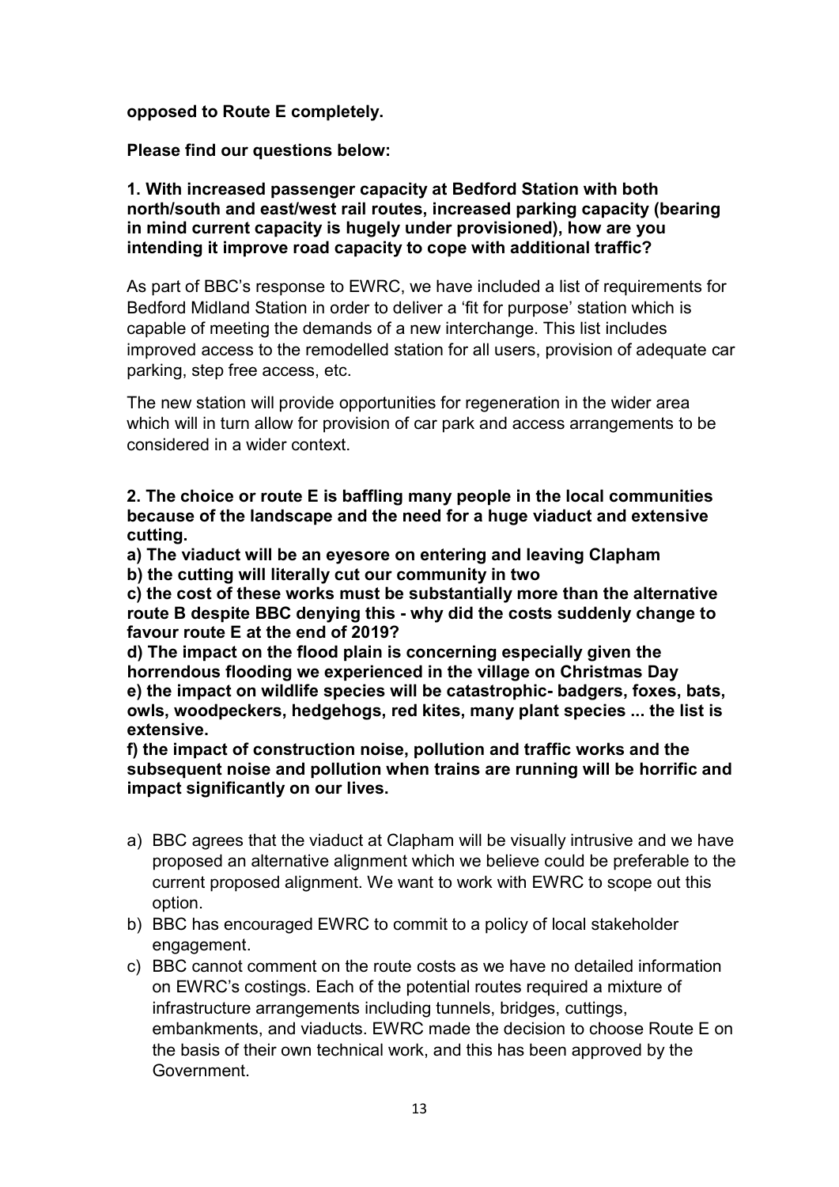**opposed to Route E completely.**

**Please find our questions below:**

**1. With increased passenger capacity at Bedford Station with both north/south and east/west rail routes, increased parking capacity (bearing in mind current capacity is hugely under provisioned), how are you intending it improve road capacity to cope with additional traffic?**

As part of BBC's response to EWRC, we have included a list of requirements for Bedford Midland Station in order to deliver a 'fit for purpose' station which is capable of meeting the demands of a new interchange. This list includes improved access to the remodelled station for all users, provision of adequate car parking, step free access, etc.

The new station will provide opportunities for regeneration in the wider area which will in turn allow for provision of car park and access arrangements to be considered in a wider context.

**2. The choice or route E is baffling many people in the local communities because of the landscape and the need for a huge viaduct and extensive cutting.**
**a) The viaduct will be an eyesore on entering and leaving Clapham**
**b) the cutting will literally cut our community in two**
**c) the cost of these works must be substantially more than the alternative route B despite BBC denying this - why did the costs suddenly change to favour route E at the end of 2019?**
**d) The impact on the flood plain is concerning especially given the horrendous flooding we experienced in the village on Christmas Day**
**e) the impact on wildlife species will be catastrophic- badgers, foxes, bats, owls, woodpeckers, hedgehogs, red kites, many plant species ... the list is extensive.**
**f) the impact of construction noise, pollution and traffic works and the subsequent noise and pollution when trains are running will be horrific and impact significantly on our lives.**

a) BBC agrees that the viaduct at Clapham will be visually intrusive and we have proposed an alternative alignment which we believe could be preferable to the current proposed alignment. We want to work with EWRC to scope out this option.
b) BBC has encouraged EWRC to commit to a policy of local stakeholder engagement.
c) BBC cannot comment on the route costs as we have no detailed information on EWRC's costings. Each of the potential routes required a mixture of infrastructure arrangements including tunnels, bridges, cuttings, embankments, and viaducts. EWRC made the decision to choose Route E on the basis of their own technical work, and this has been approved by the Government.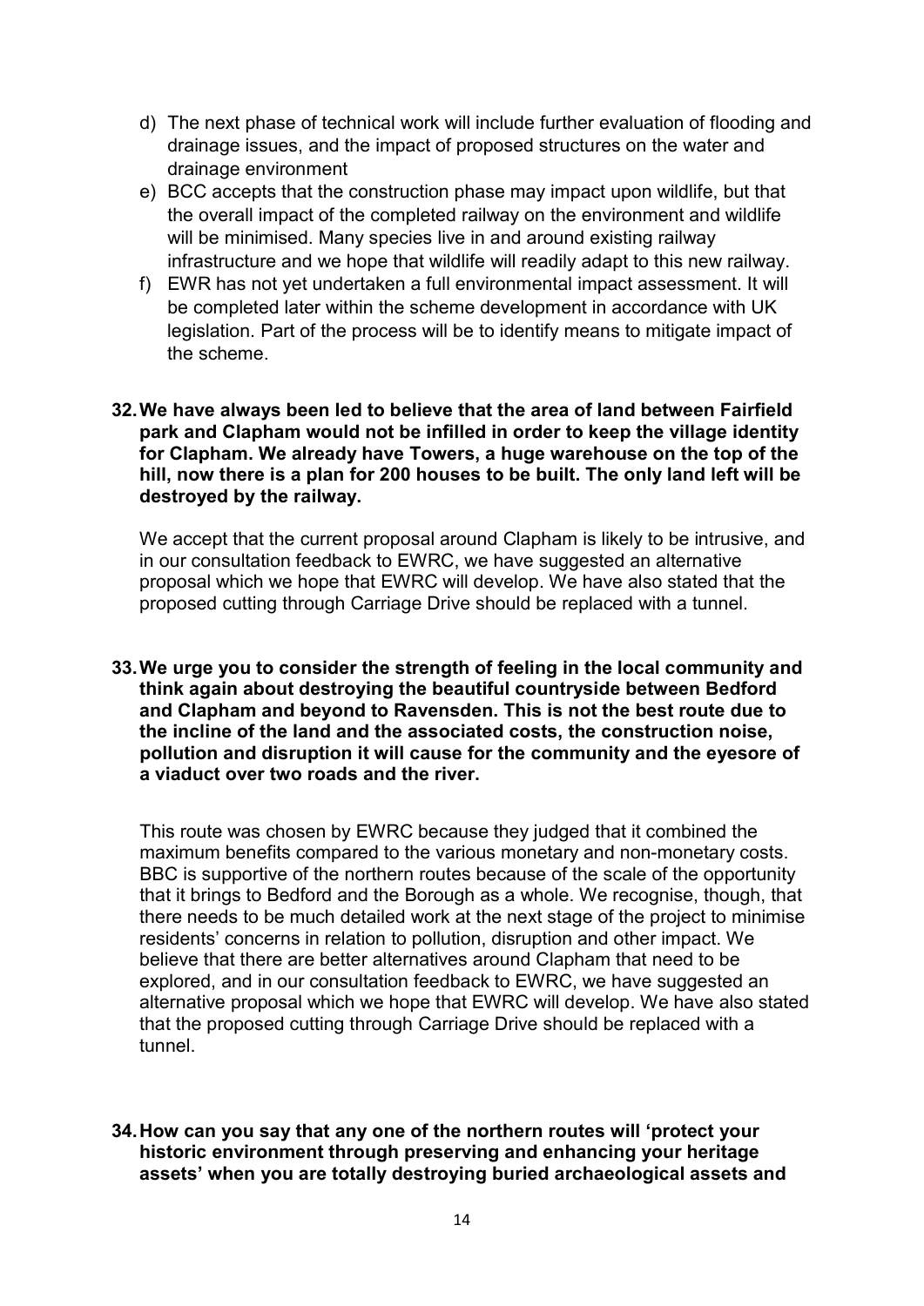d) The next phase of technical work will include further evaluation of flooding and drainage issues, and the impact of proposed structures on the water and drainage environment
e) BCC accepts that the construction phase may impact upon wildlife, but that the overall impact of the completed railway on the environment and wildlife will be minimised. Many species live in and around existing railway infrastructure and we hope that wildlife will readily adapt to this new railway.
f) EWR has not yet undertaken a full environmental impact assessment. It will be completed later within the scheme development in accordance with UK legislation. Part of the process will be to identify means to mitigate impact of the scheme.

**32. We have always been led to believe that the area of land between Fairfield park and Clapham would not be infilled in order to keep the village identity for Clapham. We already have Towers, a huge warehouse on the top of the hill, now there is a plan for 200 houses to be built. The only land left will be destroyed by the railway.**

We accept that the current proposal around Clapham is likely to be intrusive, and in our consultation feedback to EWRC, we have suggested an alternative proposal which we hope that EWRC will develop. We have also stated that the proposed cutting through Carriage Drive should be replaced with a tunnel.

**33. We urge you to consider the strength of feeling in the local community and think again about destroying the beautiful countryside between Bedford and Clapham and beyond to Ravensden. This is not the best route due to the incline of the land and the associated costs, the construction noise, pollution and disruption it will cause for the community and the eyesore of a viaduct over two roads and the river.**

This route was chosen by EWRC because they judged that it combined the maximum benefits compared to the various monetary and non-monetary costs. BBC is supportive of the northern routes because of the scale of the opportunity that it brings to Bedford and the Borough as a whole. We recognise, though, that there needs to be much detailed work at the next stage of the project to minimise residents' concerns in relation to pollution, disruption and other impact. We believe that there are better alternatives around Clapham that need to be explored, and in our consultation feedback to EWRC, we have suggested an alternative proposal which we hope that EWRC will develop. We have also stated that the proposed cutting through Carriage Drive should be replaced with a tunnel.

**34. How can you say that any one of the northern routes will 'protect your historic environment through preserving and enhancing your heritage assets' when you are totally destroying buried archaeological assets and**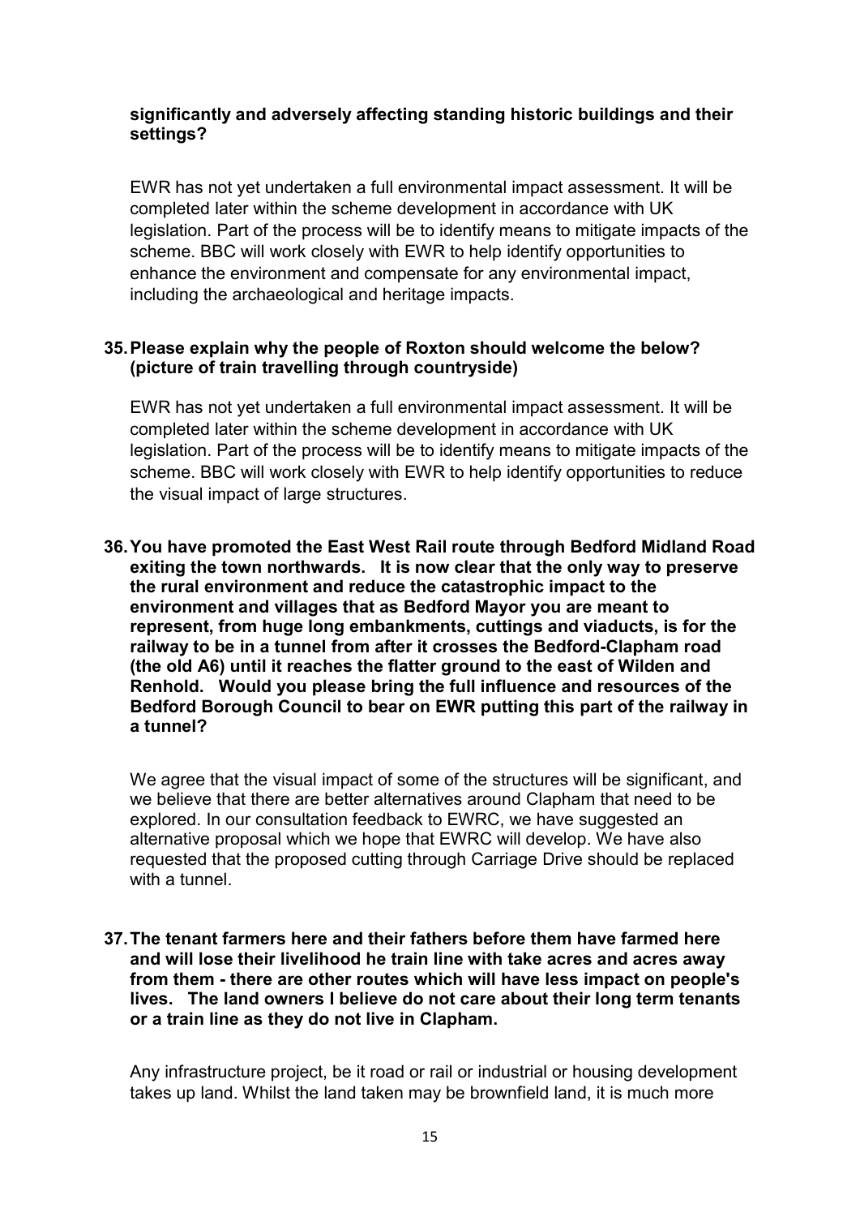**significantly and adversely affecting standing historic buildings and their settings?**

EWR has not yet undertaken a full environmental impact assessment. It will be completed later within the scheme development in accordance with UK legislation. Part of the process will be to identify means to mitigate impacts of the scheme. BBC will work closely with EWR to help identify opportunities to enhance the environment and compensate for any environmental impact, including the archaeological and heritage impacts.

**35. Please explain why the people of Roxton should welcome the below? (picture of train travelling through countryside)**

EWR has not yet undertaken a full environmental impact assessment. It will be completed later within the scheme development in accordance with UK legislation. Part of the process will be to identify means to mitigate impacts of the scheme. BBC will work closely with EWR to help identify opportunities to reduce the visual impact of large structures.

**36. You have promoted the East West Rail route through Bedford Midland Road exiting the town northwards. It is now clear that the only way to preserve the rural environment and reduce the catastrophic impact to the environment and villages that as Bedford Mayor you are meant to represent, from huge long embankments, cuttings and viaducts, is for the railway to be in a tunnel from after it crosses the Bedford-Clapham road (the old A6) until it reaches the flatter ground to the east of Wilden and Renhold. Would you please bring the full influence and resources of the Bedford Borough Council to bear on EWR putting this part of the railway in a tunnel?**

We agree that the visual impact of some of the structures will be significant, and we believe that there are better alternatives around Clapham that need to be explored. In our consultation feedback to EWRC, we have suggested an alternative proposal which we hope that EWRC will develop. We have also requested that the proposed cutting through Carriage Drive should be replaced with a tunnel.

**37. The tenant farmers here and their fathers before them have farmed here and will lose their livelihood he train line with take acres and acres away from them - there are other routes which will have less impact on people's lives. The land owners I believe do not care about their long term tenants or a train line as they do not live in Clapham.**

Any infrastructure project, be it road or rail or industrial or housing development takes up land. Whilst the land taken may be brownfield land, it is much more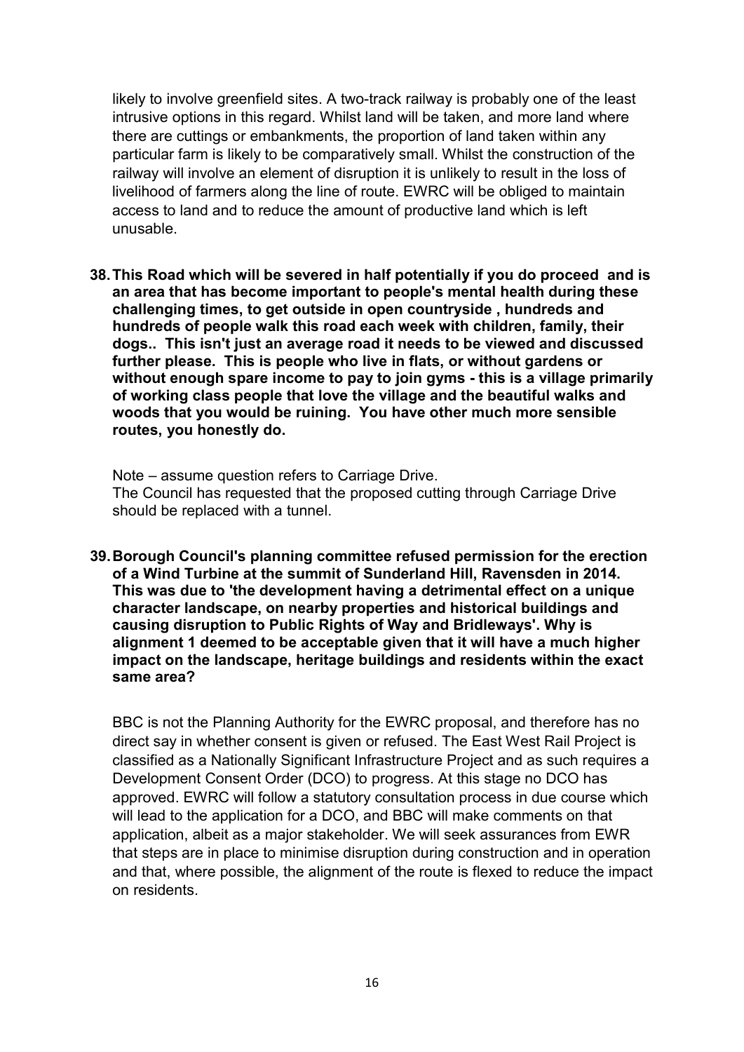likely to involve greenfield sites. A two-track railway is probably one of the least intrusive options in this regard. Whilst land will be taken, and more land where there are cuttings or embankments, the proportion of land taken within any particular farm is likely to be comparatively small. Whilst the construction of the railway will involve an element of disruption it is unlikely to result in the loss of livelihood of farmers along the line of route. EWRC will be obliged to maintain access to land and to reduce the amount of productive land which is left unusable.

38. **This Road which will be severed in half potentially if you do proceed and is an area that has become important to people's mental health during these challenging times, to get outside in open countryside , hundreds and hundreds of people walk this road each week with children, family, their dogs.. This isn't just an average road it needs to be viewed and discussed further please. This is people who live in flats, or without gardens or without enough spare income to pay to join gyms - this is a village primarily of working class people that love the village and the beautiful walks and woods that you would be ruining. You have other much more sensible routes, you honestly do.**

    Note – assume question refers to Carriage Drive.
    The Council has requested that the proposed cutting through Carriage Drive should be replaced with a tunnel.

39. **Borough Council's planning committee refused permission for the erection of a Wind Turbine at the summit of Sunderland Hill, Ravensden in 2014. This was due to 'the development having a detrimental effect on a unique character landscape, on nearby properties and historical buildings and causing disruption to Public Rights of Way and Bridleways'. Why is alignment 1 deemed to be acceptable given that it will have a much higher impact on the landscape, heritage buildings and residents within the exact same area?**

    BBC is not the Planning Authority for the EWRC proposal, and therefore has no direct say in whether consent is given or refused. The East West Rail Project is classified as a Nationally Significant Infrastructure Project and as such requires a Development Consent Order (DCO) to progress. At this stage no DCO has approved. EWRC will follow a statutory consultation process in due course which will lead to the application for a DCO, and BBC will make comments on that application, albeit as a major stakeholder. We will seek assurances from EWR that steps are in place to minimise disruption during construction and in operation and that, where possible, the alignment of the route is flexed to reduce the impact on residents.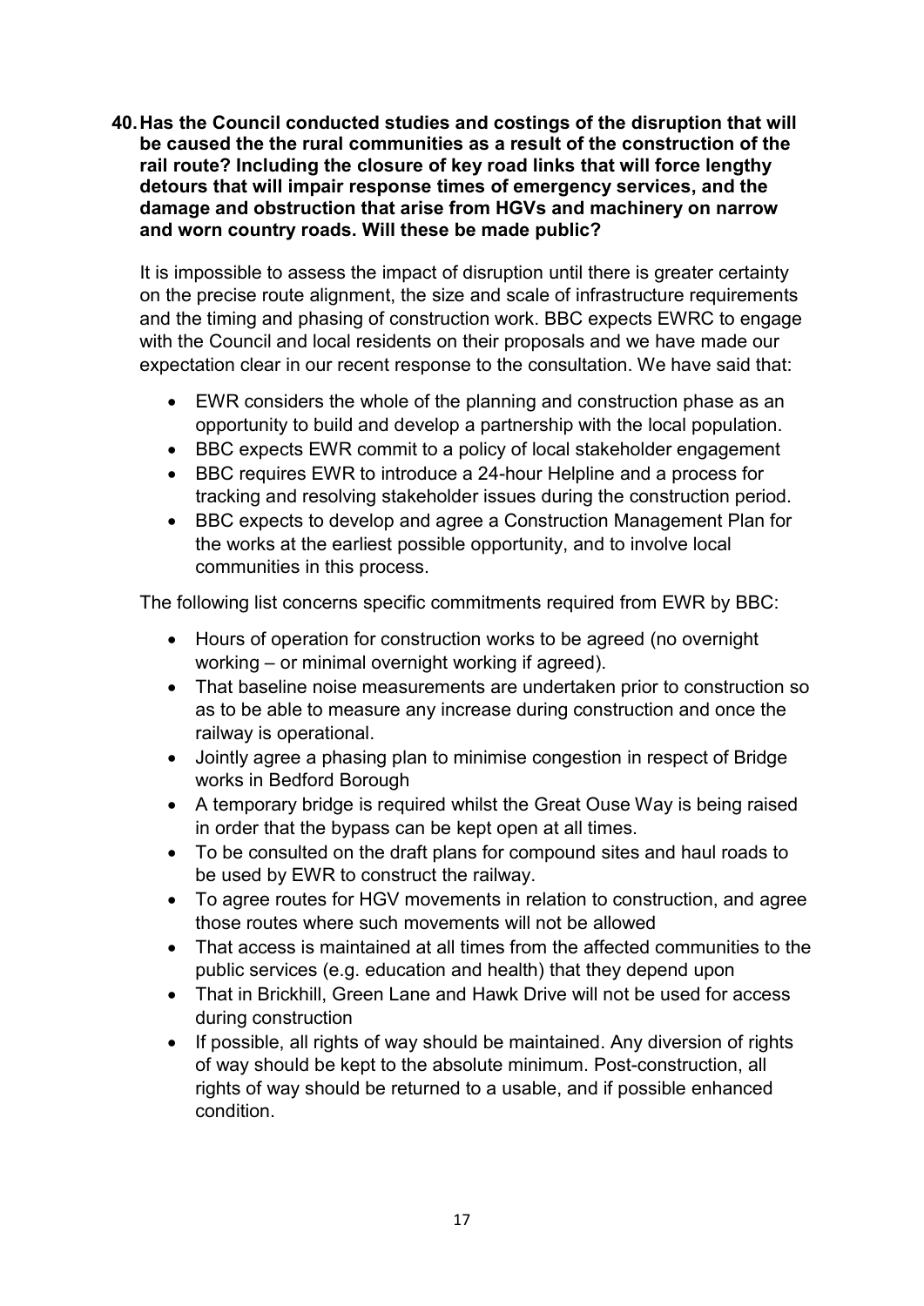**40. Has the Council conducted studies and costings of the disruption that will be caused the the rural communities as a result of the construction of the rail route? Including the closure of key road links that will force lengthy detours that will impair response times of emergency services, and the damage and obstruction that arise from HGVs and machinery on narrow and worn country roads. Will these be made public?**

It is impossible to assess the impact of disruption until there is greater certainty on the precise route alignment, the size and scale of infrastructure requirements and the timing and phasing of construction work. BBC expects EWRC to engage with the Council and local residents on their proposals and we have made our expectation clear in our recent response to the consultation. We have said that:

- EWR considers the whole of the planning and construction phase as an opportunity to build and develop a partnership with the local population.
- BBC expects EWR commit to a policy of local stakeholder engagement
- BBC requires EWR to introduce a 24-hour Helpline and a process for tracking and resolving stakeholder issues during the construction period.
- BBC expects to develop and agree a Construction Management Plan for the works at the earliest possible opportunity, and to involve local communities in this process.

The following list concerns specific commitments required from EWR by BBC:

- Hours of operation for construction works to be agreed (no overnight working – or minimal overnight working if agreed).
- That baseline noise measurements are undertaken prior to construction so as to be able to measure any increase during construction and once the railway is operational.
- Jointly agree a phasing plan to minimise congestion in respect of Bridge works in Bedford Borough
- A temporary bridge is required whilst the Great Ouse Way is being raised in order that the bypass can be kept open at all times.
- To be consulted on the draft plans for compound sites and haul roads to be used by EWR to construct the railway.
- To agree routes for HGV movements in relation to construction, and agree those routes where such movements will not be allowed
- That access is maintained at all times from the affected communities to the public services (e.g. education and health) that they depend upon
- That in Brickhill, Green Lane and Hawk Drive will not be used for access during construction
- If possible, all rights of way should be maintained. Any diversion of rights of way should be kept to the absolute minimum. Post-construction, all rights of way should be returned to a usable, and if possible enhanced condition.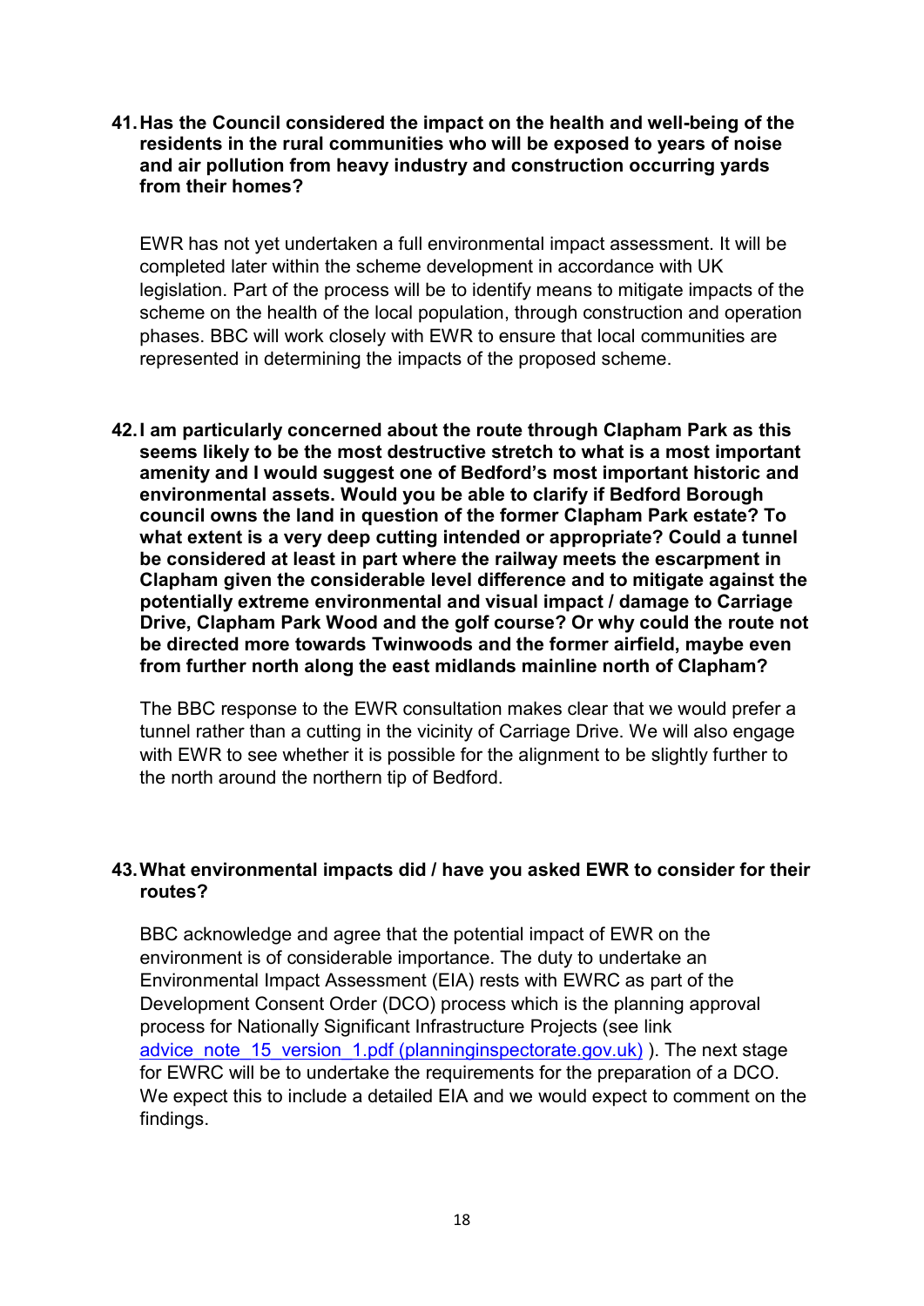41. **Has the Council considered the impact on the health and well-being of the residents in the rural communities who will be exposed to years of noise and air pollution from heavy industry and construction occurring yards from their homes?**

 EWR has not yet undertaken a full environmental impact assessment. It will be completed later within the scheme development in accordance with UK legislation. Part of the process will be to identify means to mitigate impacts of the scheme on the health of the local population, through construction and operation phases. BBC will work closely with EWR to ensure that local communities are represented in determining the impacts of the proposed scheme.

42. **I am particularly concerned about the route through Clapham Park as this seems likely to be the most destructive stretch to what is a most important amenity and I would suggest one of Bedford's most important historic and environmental assets. Would you be able to clarify if Bedford Borough council owns the land in question of the former Clapham Park estate? To what extent is a very deep cutting intended or appropriate? Could a tunnel be considered at least in part where the railway meets the escarpment in Clapham given the considerable level difference and to mitigate against the potentially extreme environmental and visual impact / damage to Carriage Drive, Clapham Park Wood and the golf course? Or why could the route not be directed more towards Twinwoods and the former airfield, maybe even from further north along the east midlands mainline north of Clapham?**

 The BBC response to the EWR consultation makes clear that we would prefer a tunnel rather than a cutting in the vicinity of Carriage Drive. We will also engage with EWR to see whether it is possible for the alignment to be slightly further to the north around the northern tip of Bedford.

43. **What environmental impacts did / have you asked EWR to consider for their routes?**

 BBC acknowledge and agree that the potential impact of EWR on the environment is of considerable importance. The duty to undertake an Environmental Impact Assessment (EIA) rests with EWRC as part of the Development Consent Order (DCO) process which is the planning approval process for Nationally Significant Infrastructure Projects (see link [advice_note_15_version_1.pdf (planninginspectorate.gov.uk)]() ). The next stage for EWRC will be to undertake the requirements for the preparation of a DCO. We expect this to include a detailed EIA and we would expect to comment on the findings.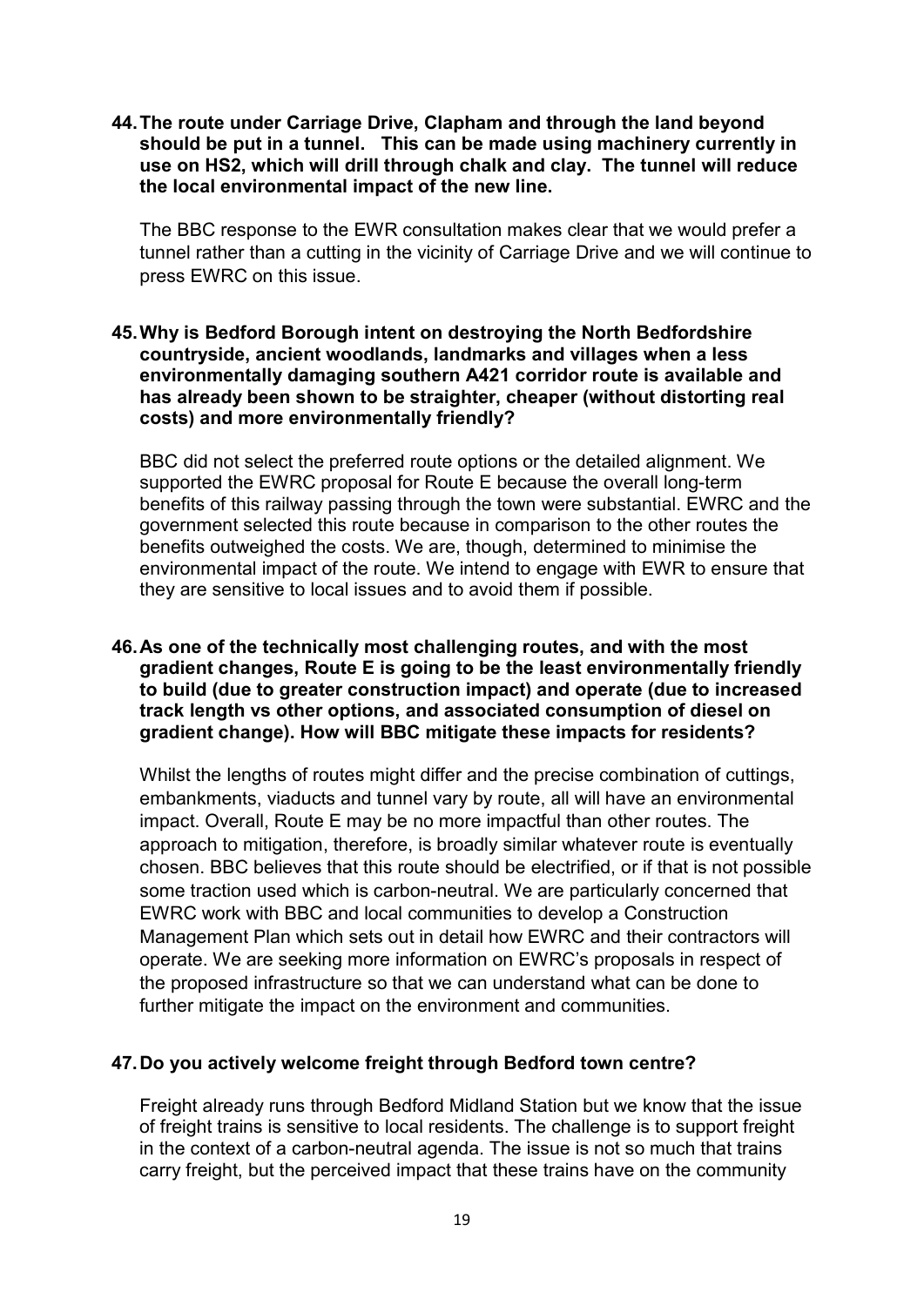**44. The route under Carriage Drive, Clapham and through the land beyond should be put in a tunnel. This can be made using machinery currently in use on HS2, which will drill through chalk and clay. The tunnel will reduce the local environmental impact of the new line.**

The BBC response to the EWR consultation makes clear that we would prefer a tunnel rather than a cutting in the vicinity of Carriage Drive and we will continue to press EWRC on this issue.

**45. Why is Bedford Borough intent on destroying the North Bedfordshire countryside, ancient woodlands, landmarks and villages when a less environmentally damaging southern A421 corridor route is available and has already been shown to be straighter, cheaper (without distorting real costs) and more environmentally friendly?**

BBC did not select the preferred route options or the detailed alignment. We supported the EWRC proposal for Route E because the overall long-term benefits of this railway passing through the town were substantial. EWRC and the government selected this route because in comparison to the other routes the benefits outweighed the costs. We are, though, determined to minimise the environmental impact of the route. We intend to engage with EWR to ensure that they are sensitive to local issues and to avoid them if possible.

**46. As one of the technically most challenging routes, and with the most gradient changes, Route E is going to be the least environmentally friendly to build (due to greater construction impact) and operate (due to increased track length vs other options, and associated consumption of diesel on gradient change). How will BBC mitigate these impacts for residents?**

Whilst the lengths of routes might differ and the precise combination of cuttings, embankments, viaducts and tunnel vary by route, all will have an environmental impact. Overall, Route E may be no more impactful than other routes. The approach to mitigation, therefore, is broadly similar whatever route is eventually chosen. BBC believes that this route should be electrified, or if that is not possible some traction used which is carbon-neutral. We are particularly concerned that EWRC work with BBC and local communities to develop a Construction Management Plan which sets out in detail how EWRC and their contractors will operate. We are seeking more information on EWRC's proposals in respect of the proposed infrastructure so that we can understand what can be done to further mitigate the impact on the environment and communities.

**47. Do you actively welcome freight through Bedford town centre?**

Freight already runs through Bedford Midland Station but we know that the issue of freight trains is sensitive to local residents. The challenge is to support freight in the context of a carbon-neutral agenda. The issue is not so much that trains carry freight, but the perceived impact that these trains have on the community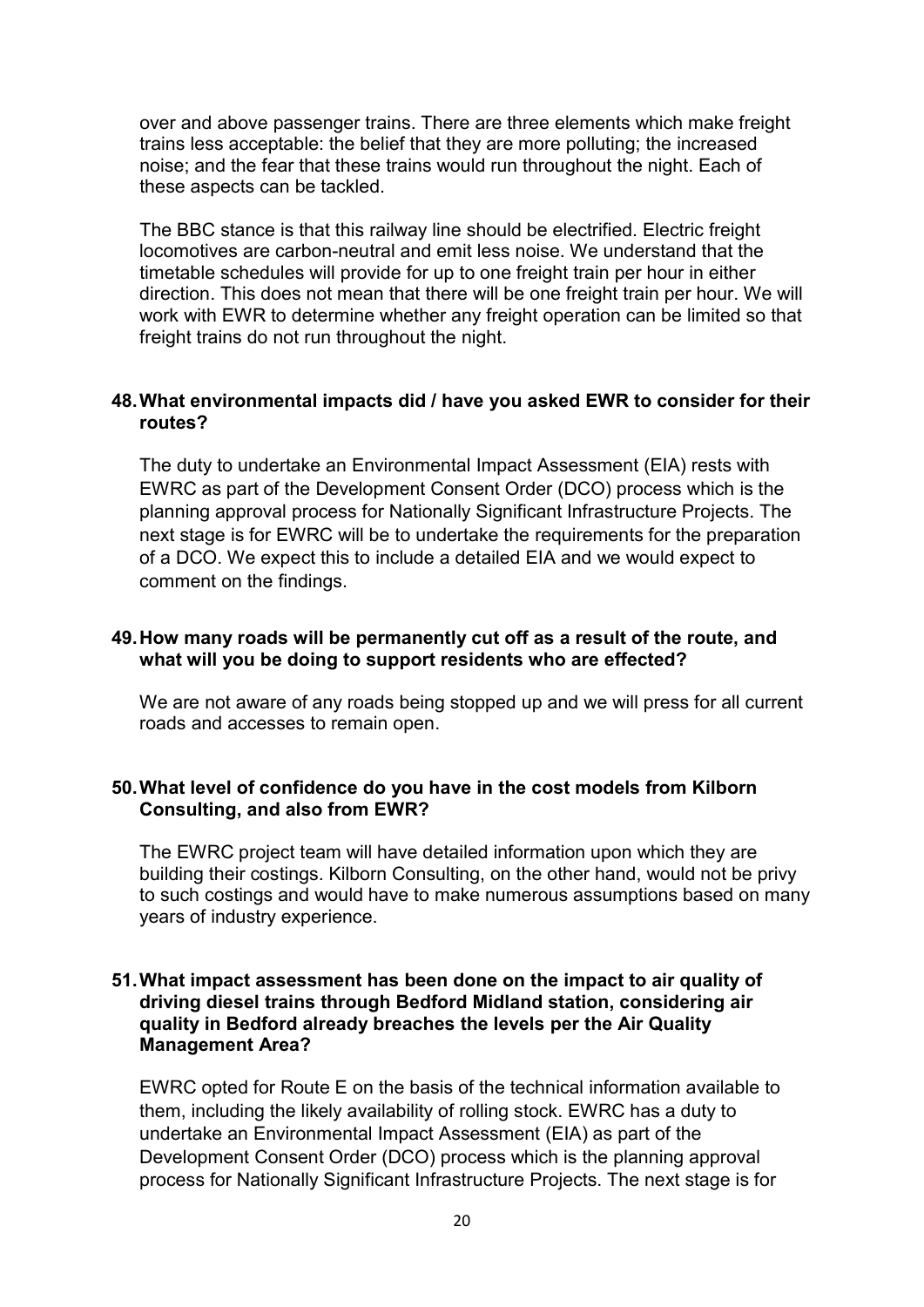over and above passenger trains. There are three elements which make freight trains less acceptable: the belief that they are more polluting; the increased noise; and the fear that these trains would run throughout the night. Each of these aspects can be tackled.

The BBC stance is that this railway line should be electrified. Electric freight locomotives are carbon-neutral and emit less noise. We understand that the timetable schedules will provide for up to one freight train per hour in either direction. This does not mean that there will be one freight train per hour. We will work with EWR to determine whether any freight operation can be limited so that freight trains do not run throughout the night.

**48. What environmental impacts did / have you asked EWR to consider for their routes?**

The duty to undertake an Environmental Impact Assessment (EIA) rests with EWRC as part of the Development Consent Order (DCO) process which is the planning approval process for Nationally Significant Infrastructure Projects. The next stage is for EWRC will be to undertake the requirements for the preparation of a DCO. We expect this to include a detailed EIA and we would expect to comment on the findings.

**49. How many roads will be permanently cut off as a result of the route, and what will you be doing to support residents who are effected?**

We are not aware of any roads being stopped up and we will press for all current roads and accesses to remain open.

**50. What level of confidence do you have in the cost models from Kilborn Consulting, and also from EWR?**

The EWRC project team will have detailed information upon which they are building their costings. Kilborn Consulting, on the other hand, would not be privy to such costings and would have to make numerous assumptions based on many years of industry experience.

**51. What impact assessment has been done on the impact to air quality of driving diesel trains through Bedford Midland station, considering air quality in Bedford already breaches the levels per the Air Quality Management Area?**

EWRC opted for Route E on the basis of the technical information available to them, including the likely availability of rolling stock. EWRC has a duty to undertake an Environmental Impact Assessment (EIA) as part of the Development Consent Order (DCO) process which is the planning approval process for Nationally Significant Infrastructure Projects. The next stage is for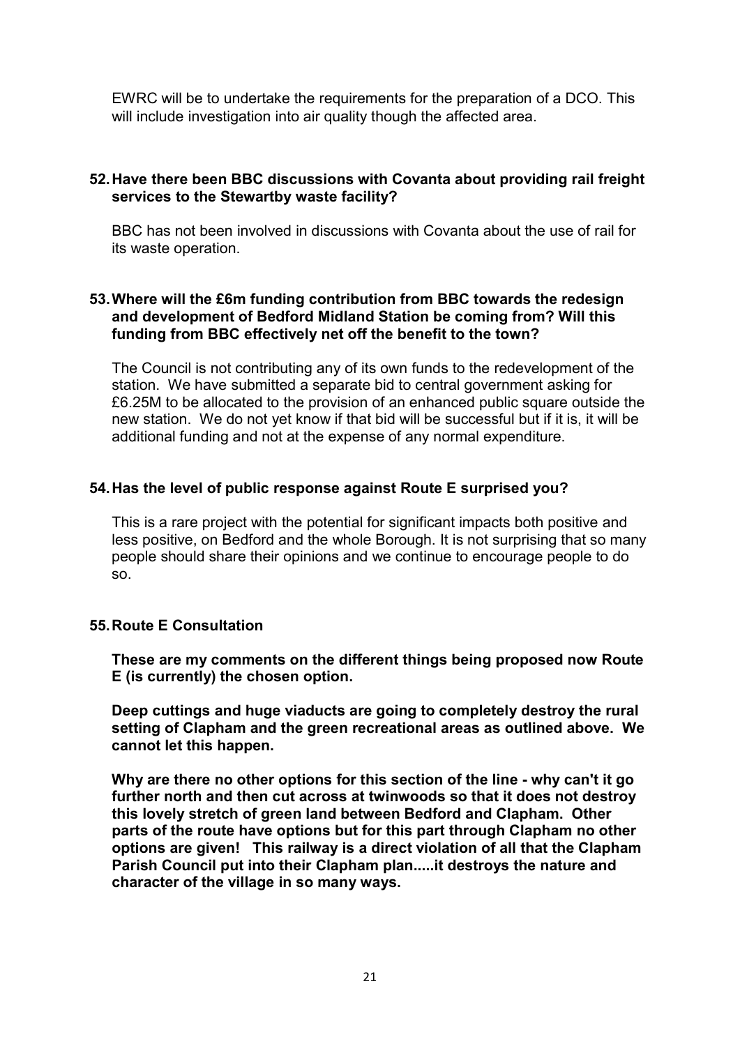EWRC will be to undertake the requirements for the preparation of a DCO. This will include investigation into air quality though the affected area.

**52. Have there been BBC discussions with Covanta about providing rail freight services to the Stewartby waste facility?**

BBC has not been involved in discussions with Covanta about the use of rail for its waste operation.

**53. Where will the £6m funding contribution from BBC towards the redesign and development of Bedford Midland Station be coming from? Will this funding from BBC effectively net off the benefit to the town?**

The Council is not contributing any of its own funds to the redevelopment of the station. We have submitted a separate bid to central government asking for £6.25M to be allocated to the provision of an enhanced public square outside the new station. We do not yet know if that bid will be successful but if it is, it will be additional funding and not at the expense of any normal expenditure.

**54. Has the level of public response against Route E surprised you?**

This is a rare project with the potential for significant impacts both positive and less positive, on Bedford and the whole Borough. It is not surprising that so many people should share their opinions and we continue to encourage people to do so.

**55. Route E Consultation**

**These are my comments on the different things being proposed now Route E (is currently) the chosen option.**

**Deep cuttings and huge viaducts are going to completely destroy the rural setting of Clapham and the green recreational areas as outlined above. We cannot let this happen.**

**Why are there no other options for this section of the line - why can't it go further north and then cut across at twinwoods so that it does not destroy this lovely stretch of green land between Bedford and Clapham. Other parts of the route have options but for this part through Clapham no other options are given! This railway is a direct violation of all that the Clapham Parish Council put into their Clapham plan.....it destroys the nature and character of the village in so many ways.**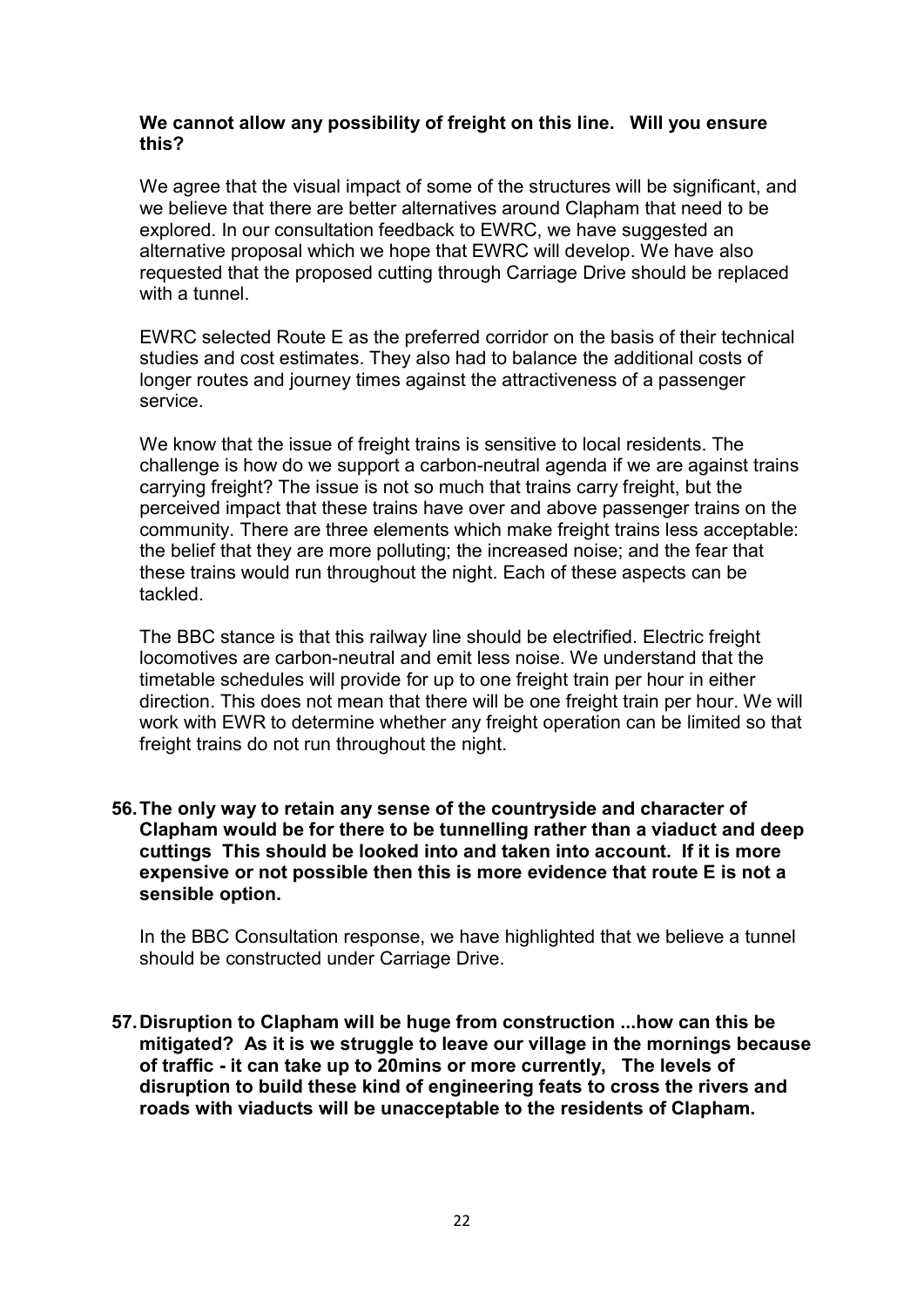**We cannot allow any possibility of freight on this line. Will you ensure this?**

We agree that the visual impact of some of the structures will be significant, and we believe that there are better alternatives around Clapham that need to be explored. In our consultation feedback to EWRC, we have suggested an alternative proposal which we hope that EWRC will develop. We have also requested that the proposed cutting through Carriage Drive should be replaced with a tunnel.

EWRC selected Route E as the preferred corridor on the basis of their technical studies and cost estimates. They also had to balance the additional costs of longer routes and journey times against the attractiveness of a passenger service.

We know that the issue of freight trains is sensitive to local residents. The challenge is how do we support a carbon-neutral agenda if we are against trains carrying freight? The issue is not so much that trains carry freight, but the perceived impact that these trains have over and above passenger trains on the community. There are three elements which make freight trains less acceptable: the belief that they are more polluting; the increased noise; and the fear that these trains would run throughout the night. Each of these aspects can be tackled.

The BBC stance is that this railway line should be electrified. Electric freight locomotives are carbon-neutral and emit less noise. We understand that the timetable schedules will provide for up to one freight train per hour in either direction. This does not mean that there will be one freight train per hour. We will work with EWR to determine whether any freight operation can be limited so that freight trains do not run throughout the night.

56. **The only way to retain any sense of the countryside and character of Clapham would be for there to be tunnelling rather than a viaduct and deep cuttings This should be looked into and taken into account. If it is more expensive or not possible then this is more evidence that route E is not a sensible option.**

    In the BBC Consultation response, we have highlighted that we believe a tunnel should be constructed under Carriage Drive.

57. **Disruption to Clapham will be huge from construction ...how can this be mitigated? As it is we struggle to leave our village in the mornings because of traffic - it can take up to 20mins or more currently, The levels of disruption to build these kind of engineering feats to cross the rivers and roads with viaducts will be unacceptable to the residents of Clapham.**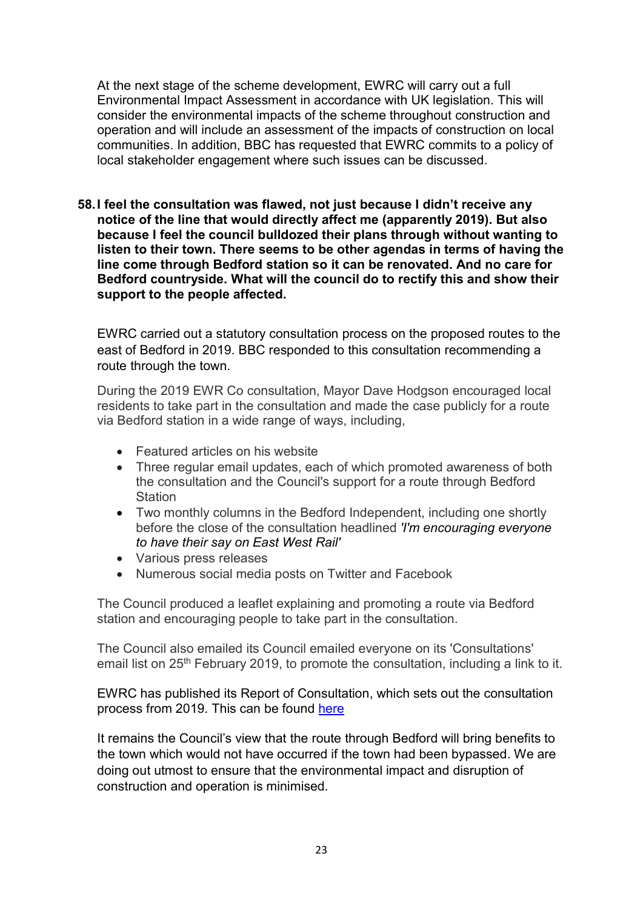At the next stage of the scheme development, EWRC will carry out a full Environmental Impact Assessment in accordance with UK legislation. This will consider the environmental impacts of the scheme throughout construction and operation and will include an assessment of the impacts of construction on local communities. In addition, BBC has requested that EWRC commits to a policy of local stakeholder engagement where such issues can be discussed.

**58. I feel the consultation was flawed, not just because I didn't receive any notice of the line that would directly affect me (apparently 2019). But also because I feel the council bulldozed their plans through without wanting to listen to their town. There seems to be other agendas in terms of having the line come through Bedford station so it can be renovated. And no care for Bedford countryside. What will the council do to rectify this and show their support to the people affected.**

EWRC carried out a statutory consultation process on the proposed routes to the east of Bedford in 2019. BBC responded to this consultation recommending a route through the town.

During the 2019 EWR Co consultation, Mayor Dave Hodgson encouraged local residents to take part in the consultation and made the case publicly for a route via Bedford station in a wide range of ways, including,

- Featured articles on his website
- Three regular email updates, each of which promoted awareness of both the consultation and the Council's support for a route through Bedford Station
- Two monthly columns in the Bedford Independent, including one shortly before the close of the consultation headlined *'I'm encouraging everyone to have their say on East West Rail'*
- Various press releases
- Numerous social media posts on Twitter and Facebook

The Council produced a leaflet explaining and promoting a route via Bedford station and encouraging people to take part in the consultation.

The Council also emailed its Council emailed everyone on its 'Consultations' email list on 25th February 2019, to promote the consultation, including a link to it.

EWRC has published its Report of Consultation, which sets out the consultation process from 2019. This can be found here

It remains the Council's view that the route through Bedford will bring benefits to the town which would not have occurred if the town had been bypassed. We are doing out utmost to ensure that the environmental impact and disruption of construction and operation is minimised.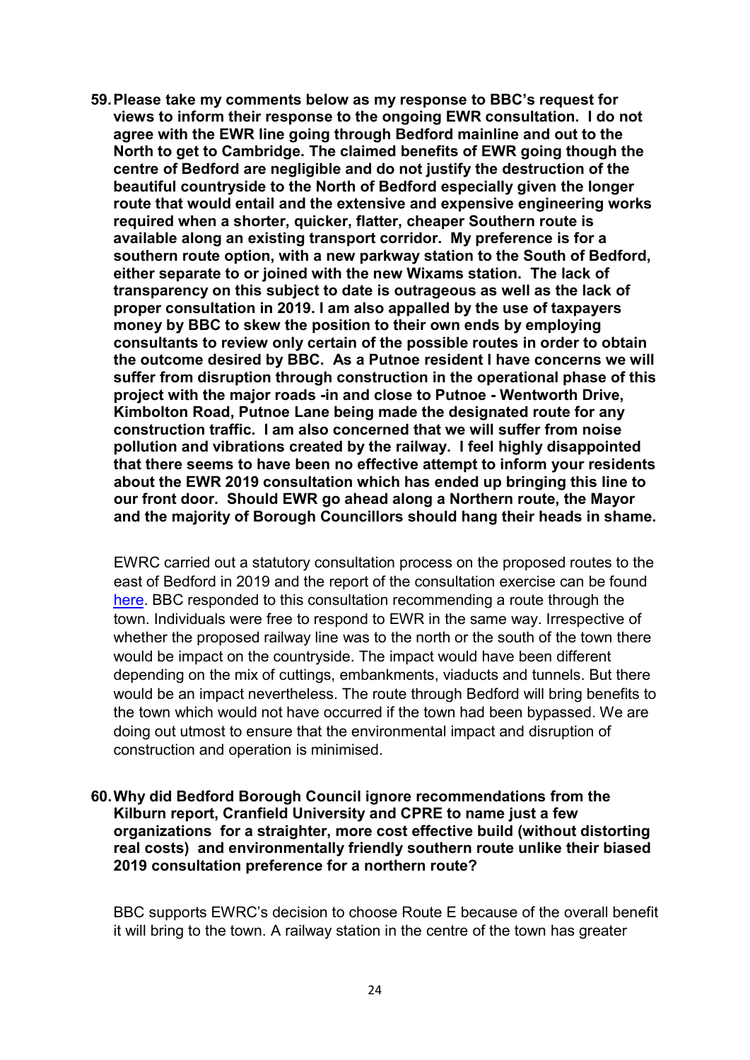59. **Please take my comments below as my response to BBC's request for views to inform their response to the ongoing EWR consultation. I do not agree with the EWR line going through Bedford mainline and out to the North to get to Cambridge. The claimed benefits of EWR going though the centre of Bedford are negligible and do not justify the destruction of the beautiful countryside to the North of Bedford especially given the longer route that would entail and the extensive and expensive engineering works required when a shorter, quicker, flatter, cheaper Southern route is available along an existing transport corridor. My preference is for a southern route option, with a new parkway station to the South of Bedford, either separate to or joined with the new Wixams station. The lack of transparency on this subject to date is outrageous as well as the lack of proper consultation in 2019. I am also appalled by the use of taxpayers money by BBC to skew the position to their own ends by employing consultants to review only certain of the possible routes in order to obtain the outcome desired by BBC. As a Putnoe resident I have concerns we will suffer from disruption through construction in the operational phase of this project with the major roads -in and close to Putnoe - Wentworth Drive, Kimbolton Road, Putnoe Lane being made the designated route for any construction traffic. I am also concerned that we will suffer from noise pollution and vibrations created by the railway. I feel highly disappointed that there seems to have been no effective attempt to inform your residents about the EWR 2019 consultation which has ended up bringing this line to our front door. Should EWR go ahead along a Northern route, the Mayor and the majority of Borough Councillors should hang their heads in shame.**

   EWRC carried out a statutory consultation process on the proposed routes to the east of Bedford in 2019 and the report of the consultation exercise can be found here. BBC responded to this consultation recommending a route through the town. Individuals were free to respond to EWR in the same way. Irrespective of whether the proposed railway line was to the north or the south of the town there would be impact on the countryside. The impact would have been different depending on the mix of cuttings, embankments, viaducts and tunnels. But there would be an impact nevertheless. The route through Bedford will bring benefits to the town which would not have occurred if the town had been bypassed. We are doing out utmost to ensure that the environmental impact and disruption of construction and operation is minimised.

60. **Why did Bedford Borough Council ignore recommendations from the Kilburn report, Cranfield University and CPRE to name just a few organizations for a straighter, more cost effective build (without distorting real costs) and environmentally friendly southern route unlike their biased 2019 consultation preference for a northern route?**

   BBC supports EWRC's decision to choose Route E because of the overall benefit it will bring to the town. A railway station in the centre of the town has greater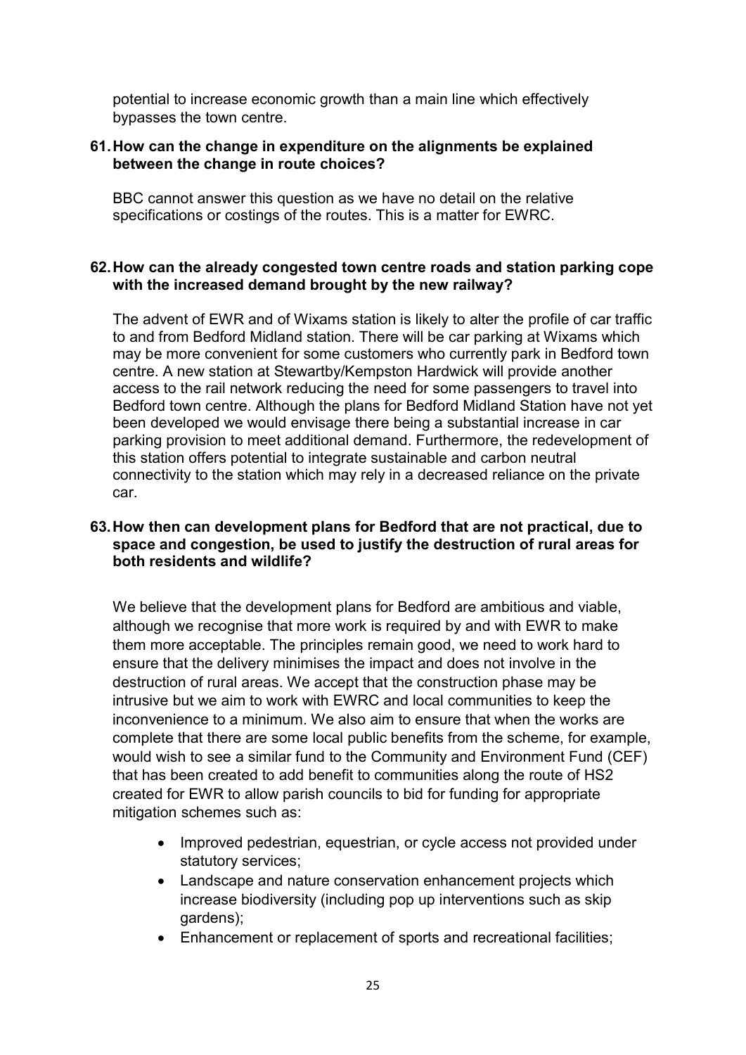potential to increase economic growth than a main line which effectively bypasses the town centre.

**61. How can the change in expenditure on the alignments be explained between the change in route choices?**

BBC cannot answer this question as we have no detail on the relative specifications or costings of the routes. This is a matter for EWRC.

**62. How can the already congested town centre roads and station parking cope with the increased demand brought by the new railway?**

The advent of EWR and of Wixams station is likely to alter the profile of car traffic to and from Bedford Midland station. There will be car parking at Wixams which may be more convenient for some customers who currently park in Bedford town centre. A new station at Stewartby/Kempston Hardwick will provide another access to the rail network reducing the need for some passengers to travel into Bedford town centre. Although the plans for Bedford Midland Station have not yet been developed we would envisage there being a substantial increase in car parking provision to meet additional demand. Furthermore, the redevelopment of this station offers potential to integrate sustainable and carbon neutral connectivity to the station which may rely in a decreased reliance on the private car.

**63. How then can development plans for Bedford that are not practical, due to space and congestion, be used to justify the destruction of rural areas for both residents and wildlife?**

We believe that the development plans for Bedford are ambitious and viable, although we recognise that more work is required by and with EWR to make them more acceptable. The principles remain good, we need to work hard to ensure that the delivery minimises the impact and does not involve in the destruction of rural areas. We accept that the construction phase may be intrusive but we aim to work with EWRC and local communities to keep the inconvenience to a minimum. We also aim to ensure that when the works are complete that there are some local public benefits from the scheme, for example, would wish to see a similar fund to the Community and Environment Fund (CEF) that has been created to add benefit to communities along the route of HS2 created for EWR to allow parish councils to bid for funding for appropriate mitigation schemes such as:

- Improved pedestrian, equestrian, or cycle access not provided under statutory services;
- Landscape and nature conservation enhancement projects which increase biodiversity (including pop up interventions such as skip gardens);
- Enhancement or replacement of sports and recreational facilities;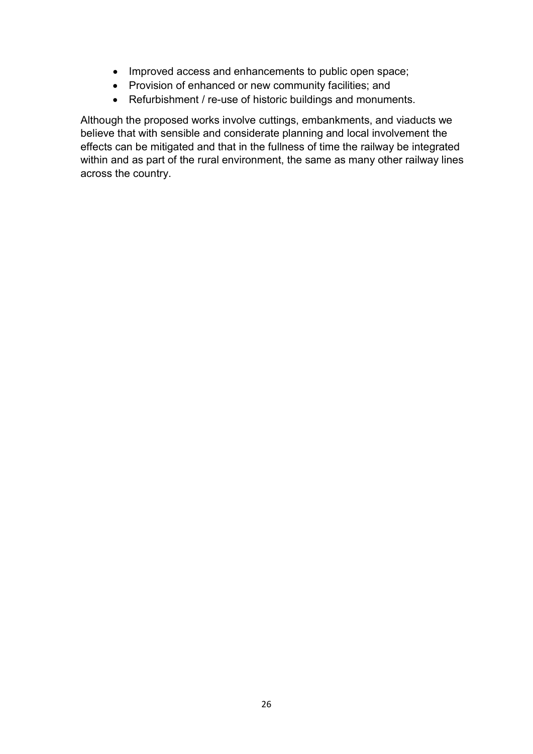- Improved access and enhancements to public open space;
- Provision of enhanced or new community facilities; and
- Refurbishment / re-use of historic buildings and monuments.

Although the proposed works involve cuttings, embankments, and viaducts we believe that with sensible and considerate planning and local involvement the effects can be mitigated and that in the fullness of time the railway be integrated within and as part of the rural environment, the same as many other railway lines across the country.